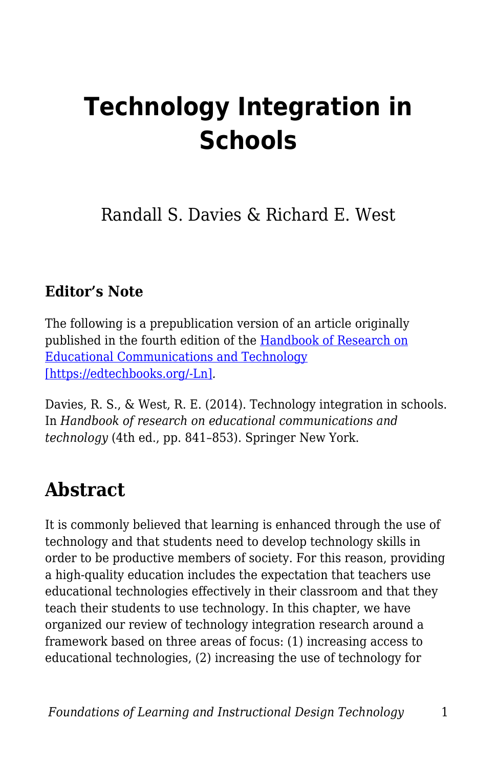# Technology Integration in Schools

Randall S. Davies & Richard E. West

### Editor's Note

The following is a prepublication version of an article originally published in the fourth edition of the [Handbook of Research on Educational Communications and Technology [https://edtechbooks.org/-Ln]](https://edtechbooks.org/-Ln).

Davies, R. S., & West, R. E. (2014). Technology integration in schools. In *Handbook of research on educational communications and technology* (4th ed., pp. 841–853). Springer New York.

## Abstract

It is commonly believed that learning is enhanced through the use of technology and that students need to develop technology skills in order to be productive members of society. For this reason, providing a high-quality education includes the expectation that teachers use educational technologies effectively in their classroom and that they teach their students to use technology. In this chapter, we have organized our review of technology integration research around a framework based on three areas of focus: (1) increasing access to educational technologies, (2) increasing the use of technology for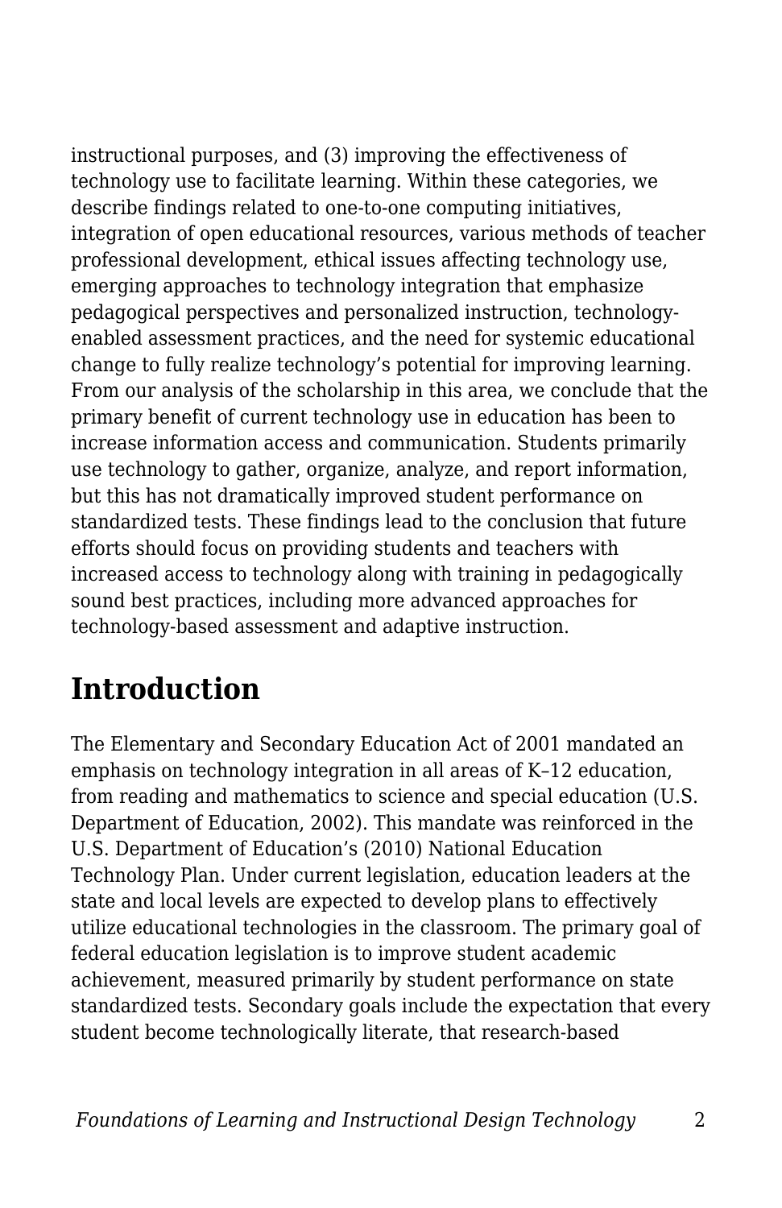instructional purposes, and (3) improving the effectiveness of technology use to facilitate learning. Within these categories, we describe findings related to one-to-one computing initiatives, integration of open educational resources, various methods of teacher professional development, ethical issues affecting technology use, emerging approaches to technology integration that emphasize pedagogical perspectives and personalized instruction, technology-enabled assessment practices, and the need for systemic educational change to fully realize technology's potential for improving learning. From our analysis of the scholarship in this area, we conclude that the primary benefit of current technology use in education has been to increase information access and communication. Students primarily use technology to gather, organize, analyze, and report information, but this has not dramatically improved student performance on standardized tests. These findings lead to the conclusion that future efforts should focus on providing students and teachers with increased access to technology along with training in pedagogically sound best practices, including more advanced approaches for technology-based assessment and adaptive instruction.

## Introduction

The Elementary and Secondary Education Act of 2001 mandated an emphasis on technology integration in all areas of K–12 education, from reading and mathematics to science and special education (U.S. Department of Education, 2002). This mandate was reinforced in the U.S. Department of Education's (2010) National Education Technology Plan. Under current legislation, education leaders at the state and local levels are expected to develop plans to effectively utilize educational technologies in the classroom. The primary goal of federal education legislation is to improve student academic achievement, measured primarily by student performance on state standardized tests. Secondary goals include the expectation that every student become technologically literate, that research-based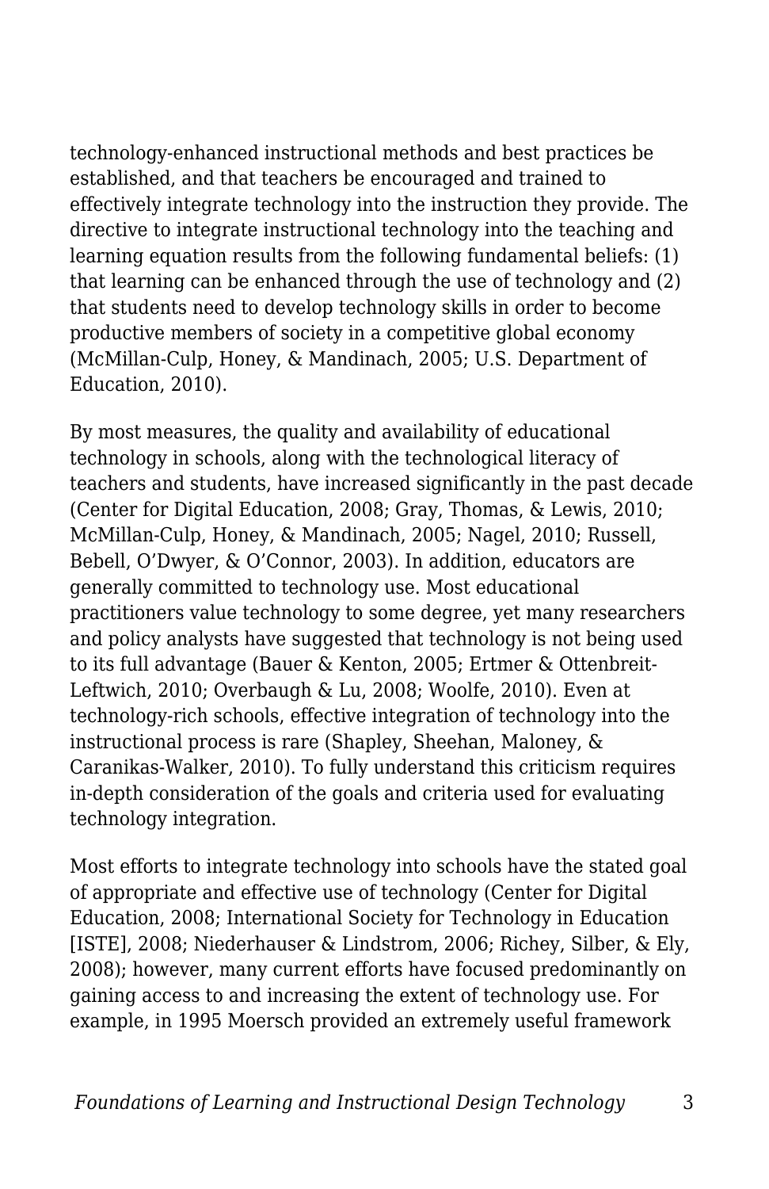technology-enhanced instructional methods and best practices be established, and that teachers be encouraged and trained to effectively integrate technology into the instruction they provide. The directive to integrate instructional technology into the teaching and learning equation results from the following fundamental beliefs: (1) that learning can be enhanced through the use of technology and (2) that students need to develop technology skills in order to become productive members of society in a competitive global economy (McMillan-Culp, Honey, & Mandinach, 2005; U.S. Department of Education, 2010).

By most measures, the quality and availability of educational technology in schools, along with the technological literacy of teachers and students, have increased significantly in the past decade (Center for Digital Education, 2008; Gray, Thomas, & Lewis, 2010; McMillan-Culp, Honey, & Mandinach, 2005; Nagel, 2010; Russell, Bebell, O'Dwyer, & O'Connor, 2003). In addition, educators are generally committed to technology use. Most educational practitioners value technology to some degree, yet many researchers and policy analysts have suggested that technology is not being used to its full advantage (Bauer & Kenton, 2005; Ertmer & Ottenbreit-Leftwich, 2010; Overbaugh & Lu, 2008; Woolfe, 2010). Even at technology-rich schools, effective integration of technology into the instructional process is rare (Shapley, Sheehan, Maloney, & Caranikas-Walker, 2010). To fully understand this criticism requires in-depth consideration of the goals and criteria used for evaluating technology integration.

Most efforts to integrate technology into schools have the stated goal of appropriate and effective use of technology (Center for Digital Education, 2008; International Society for Technology in Education [ISTE], 2008; Niederhauser & Lindstrom, 2006; Richey, Silber, & Ely, 2008); however, many current efforts have focused predominantly on gaining access to and increasing the extent of technology use. For example, in 1995 Moersch provided an extremely useful framework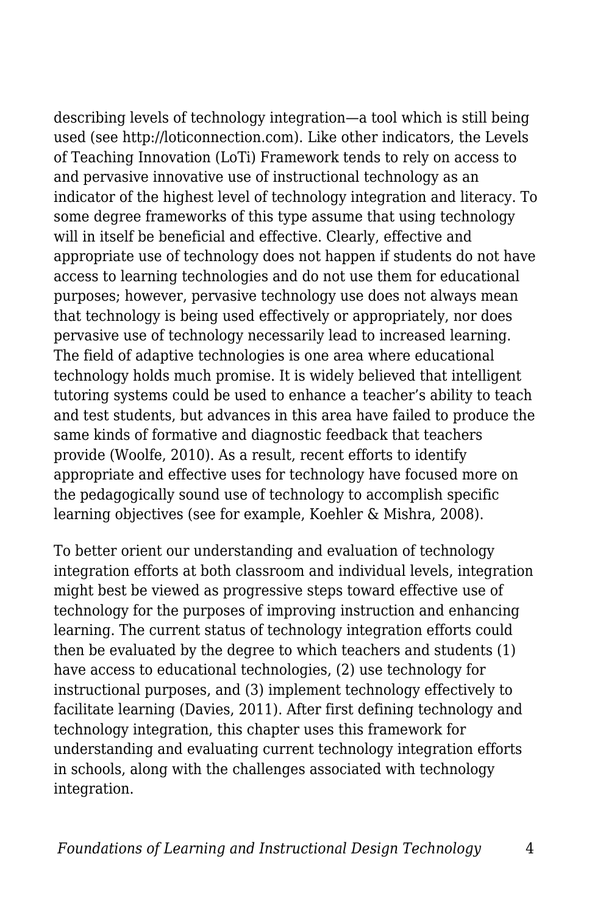describing levels of technology integration—a tool which is still being used (see http://loticonnection.com). Like other indicators, the Levels of Teaching Innovation (LoTi) Framework tends to rely on access to and pervasive innovative use of instructional technology as an indicator of the highest level of technology integration and literacy. To some degree frameworks of this type assume that using technology will in itself be beneficial and effective. Clearly, effective and appropriate use of technology does not happen if students do not have access to learning technologies and do not use them for educational purposes; however, pervasive technology use does not always mean that technology is being used effectively or appropriately, nor does pervasive use of technology necessarily lead to increased learning. The field of adaptive technologies is one area where educational technology holds much promise. It is widely believed that intelligent tutoring systems could be used to enhance a teacher's ability to teach and test students, but advances in this area have failed to produce the same kinds of formative and diagnostic feedback that teachers provide (Woolfe, 2010). As a result, recent efforts to identify appropriate and effective uses for technology have focused more on the pedagogically sound use of technology to accomplish specific learning objectives (see for example, Koehler & Mishra, 2008).

To better orient our understanding and evaluation of technology integration efforts at both classroom and individual levels, integration might best be viewed as progressive steps toward effective use of technology for the purposes of improving instruction and enhancing learning. The current status of technology integration efforts could then be evaluated by the degree to which teachers and students (1) have access to educational technologies, (2) use technology for instructional purposes, and (3) implement technology effectively to facilitate learning (Davies, 2011). After first defining technology and technology integration, this chapter uses this framework for understanding and evaluating current technology integration efforts in schools, along with the challenges associated with technology integration.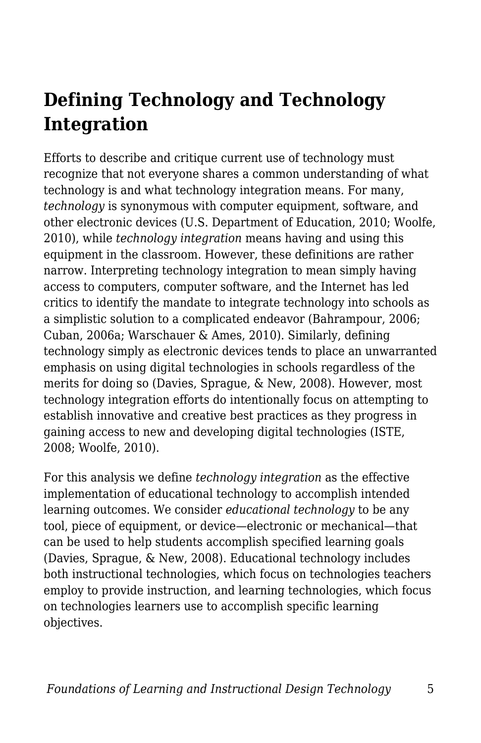## Defining Technology and Technology Integration

Efforts to describe and critique current use of technology must recognize that not everyone shares a common understanding of what technology is and what technology integration means. For many, *technology* is synonymous with computer equipment, software, and other electronic devices (U.S. Department of Education, 2010; Woolfe, 2010), while *technology integration* means having and using this equipment in the classroom. However, these definitions are rather narrow. Interpreting technology integration to mean simply having access to computers, computer software, and the Internet has led critics to identify the mandate to integrate technology into schools as a simplistic solution to a complicated endeavor (Bahrampour, 2006; Cuban, 2006a; Warschauer & Ames, 2010). Similarly, defining technology simply as electronic devices tends to place an unwarranted emphasis on using digital technologies in schools regardless of the merits for doing so (Davies, Sprague, & New, 2008). However, most technology integration efforts do intentionally focus on attempting to establish innovative and creative best practices as they progress in gaining access to new and developing digital technologies (ISTE, 2008; Woolfe, 2010).

For this analysis we define *technology integration* as the effective implementation of educational technology to accomplish intended learning outcomes. We consider *educational technology* to be any tool, piece of equipment, or device—electronic or mechanical—that can be used to help students accomplish specified learning goals (Davies, Sprague, & New, 2008). Educational technology includes both instructional technologies, which focus on technologies teachers employ to provide instruction, and learning technologies, which focus on technologies learners use to accomplish specific learning objectives.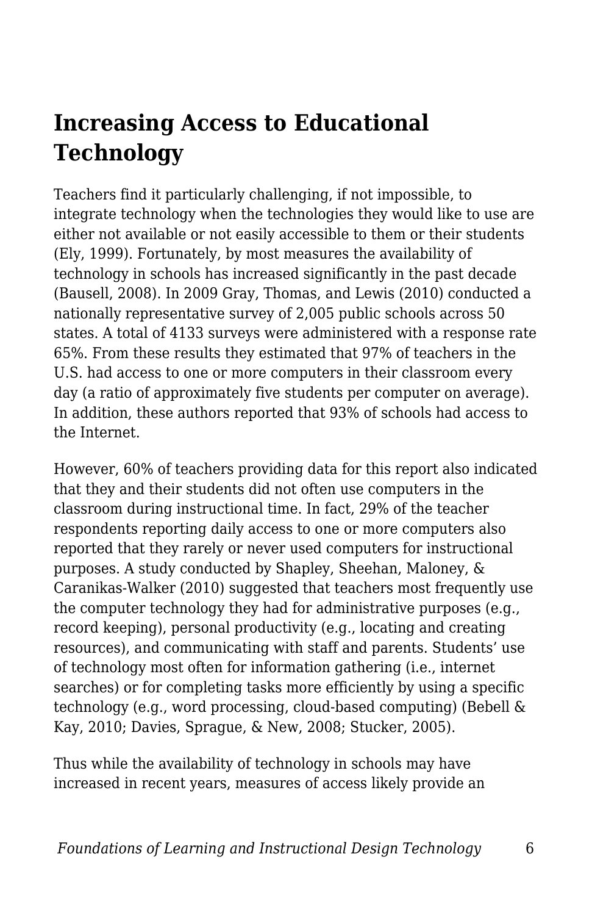## Increasing Access to Educational Technology

Teachers find it particularly challenging, if not impossible, to integrate technology when the technologies they would like to use are either not available or not easily accessible to them or their students (Ely, 1999). Fortunately, by most measures the availability of technology in schools has increased significantly in the past decade (Bausell, 2008). In 2009 Gray, Thomas, and Lewis (2010) conducted a nationally representative survey of 2,005 public schools across 50 states. A total of 4133 surveys were administered with a response rate 65%. From these results they estimated that 97% of teachers in the U.S. had access to one or more computers in their classroom every day (a ratio of approximately five students per computer on average). In addition, these authors reported that 93% of schools had access to the Internet.

However, 60% of teachers providing data for this report also indicated that they and their students did not often use computers in the classroom during instructional time. In fact, 29% of the teacher respondents reporting daily access to one or more computers also reported that they rarely or never used computers for instructional purposes. A study conducted by Shapley, Sheehan, Maloney, & Caranikas-Walker (2010) suggested that teachers most frequently use the computer technology they had for administrative purposes (e.g., record keeping), personal productivity (e.g., locating and creating resources), and communicating with staff and parents. Students' use of technology most often for information gathering (i.e., internet searches) or for completing tasks more efficiently by using a specific technology (e.g., word processing, cloud-based computing) (Bebell & Kay, 2010; Davies, Sprague, & New, 2008; Stucker, 2005).

Thus while the availability of technology in schools may have increased in recent years, measures of access likely provide an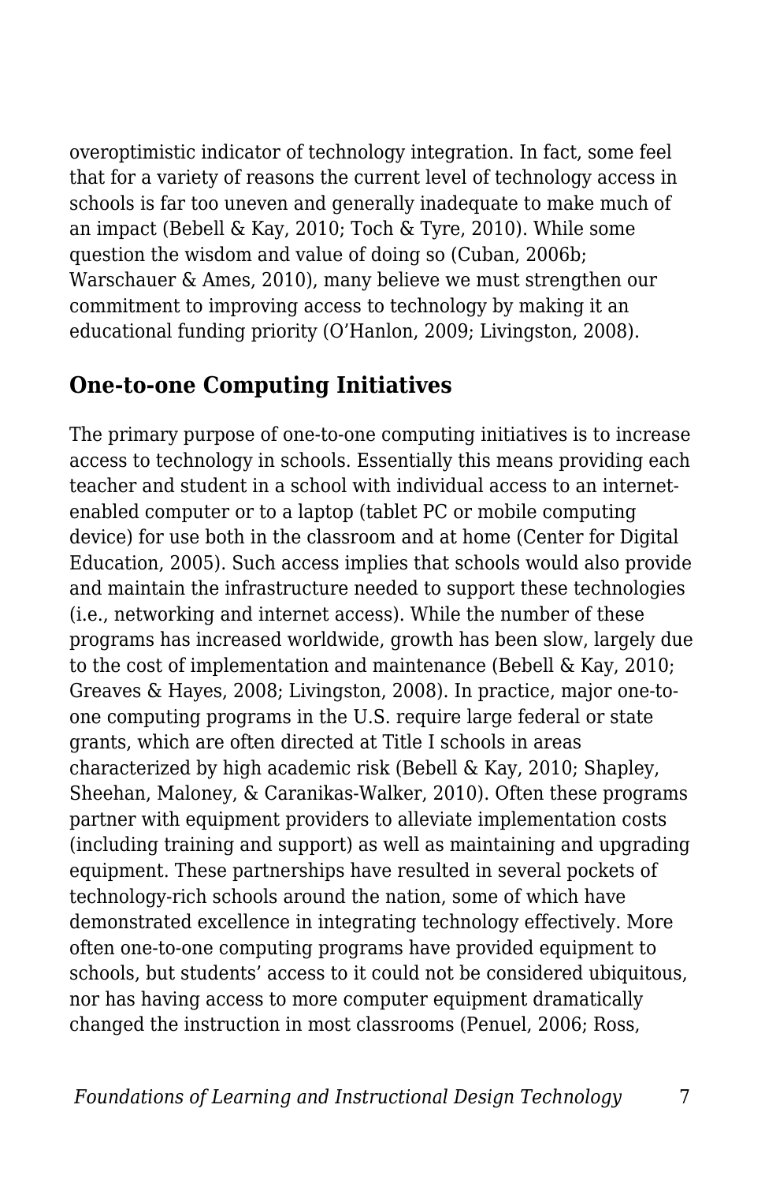overoptimistic indicator of technology integration. In fact, some feel that for a variety of reasons the current level of technology access in schools is far too uneven and generally inadequate to make much of an impact (Bebell & Kay, 2010; Toch & Tyre, 2010). While some question the wisdom and value of doing so (Cuban, 2006b; Warschauer & Ames, 2010), many believe we must strengthen our commitment to improving access to technology by making it an educational funding priority (O'Hanlon, 2009; Livingston, 2008).

## One-to-one Computing Initiatives

The primary purpose of one-to-one computing initiatives is to increase access to technology in schools. Essentially this means providing each teacher and student in a school with individual access to an internet-enabled computer or to a laptop (tablet PC or mobile computing device) for use both in the classroom and at home (Center for Digital Education, 2005). Such access implies that schools would also provide and maintain the infrastructure needed to support these technologies (i.e., networking and internet access). While the number of these programs has increased worldwide, growth has been slow, largely due to the cost of implementation and maintenance (Bebell & Kay, 2010; Greaves & Hayes, 2008; Livingston, 2008). In practice, major one-to-one computing programs in the U.S. require large federal or state grants, which are often directed at Title I schools in areas characterized by high academic risk (Bebell & Kay, 2010; Shapley, Sheehan, Maloney, & Caranikas-Walker, 2010). Often these programs partner with equipment providers to alleviate implementation costs (including training and support) as well as maintaining and upgrading equipment. These partnerships have resulted in several pockets of technology-rich schools around the nation, some of which have demonstrated excellence in integrating technology effectively. More often one-to-one computing programs have provided equipment to schools, but students' access to it could not be considered ubiquitous, nor has having access to more computer equipment dramatically changed the instruction in most classrooms (Penuel, 2006; Ross,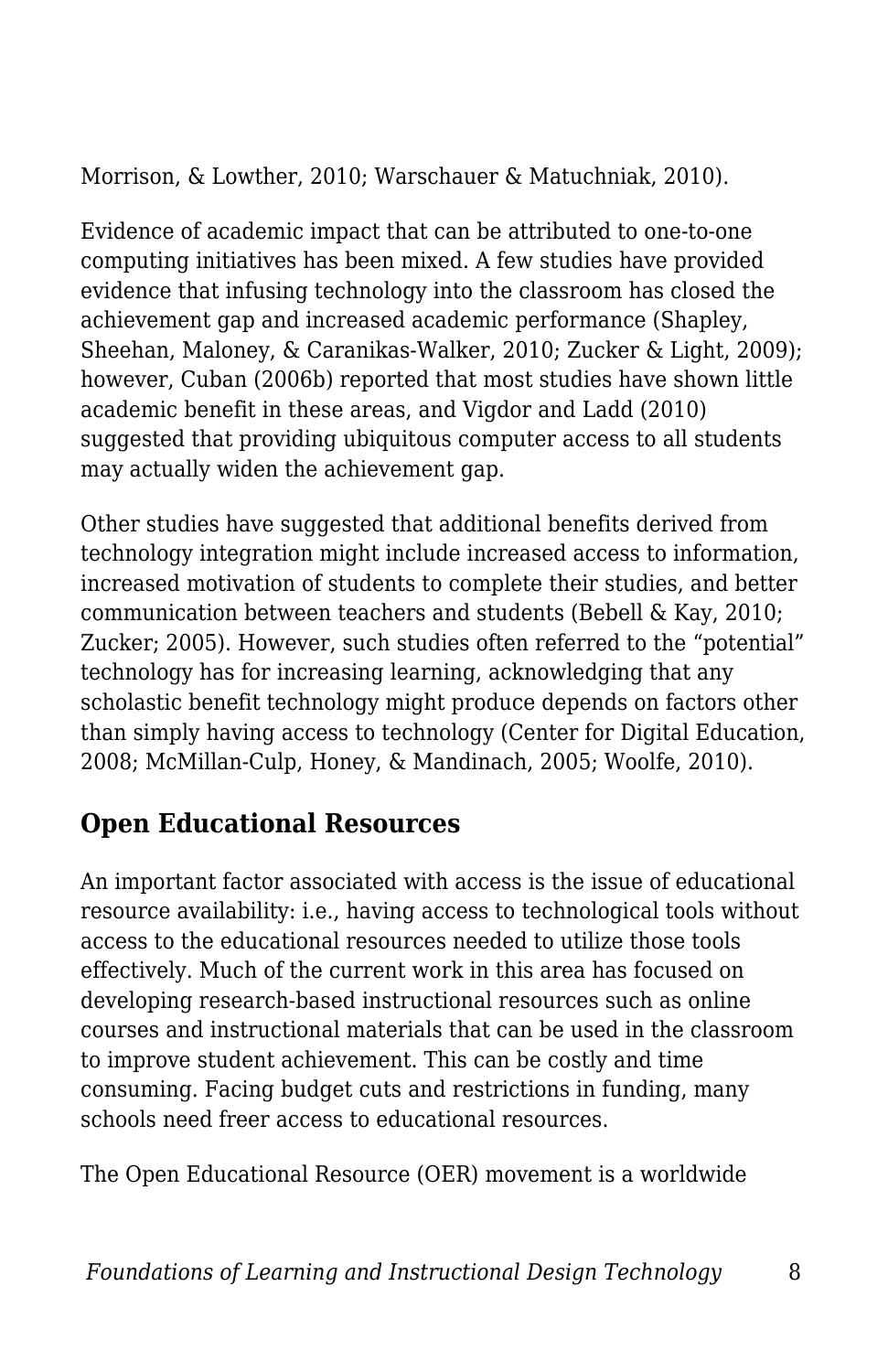Morrison, & Lowther, 2010; Warschauer & Matuchniak, 2010).

Evidence of academic impact that can be attributed to one-to-one computing initiatives has been mixed. A few studies have provided evidence that infusing technology into the classroom has closed the achievement gap and increased academic performance (Shapley, Sheehan, Maloney, & Caranikas-Walker, 2010; Zucker & Light, 2009); however, Cuban (2006b) reported that most studies have shown little academic benefit in these areas, and Vigdor and Ladd (2010) suggested that providing ubiquitous computer access to all students may actually widen the achievement gap.

Other studies have suggested that additional benefits derived from technology integration might include increased access to information, increased motivation of students to complete their studies, and better communication between teachers and students (Bebell & Kay, 2010; Zucker; 2005). However, such studies often referred to the "potential" technology has for increasing learning, acknowledging that any scholastic benefit technology might produce depends on factors other than simply having access to technology (Center for Digital Education, 2008; McMillan-Culp, Honey, & Mandinach, 2005; Woolfe, 2010).

## Open Educational Resources

An important factor associated with access is the issue of educational resource availability: i.e., having access to technological tools without access to the educational resources needed to utilize those tools effectively. Much of the current work in this area has focused on developing research-based instructional resources such as online courses and instructional materials that can be used in the classroom to improve student achievement. This can be costly and time consuming. Facing budget cuts and restrictions in funding, many schools need freer access to educational resources.

The Open Educational Resource (OER) movement is a worldwide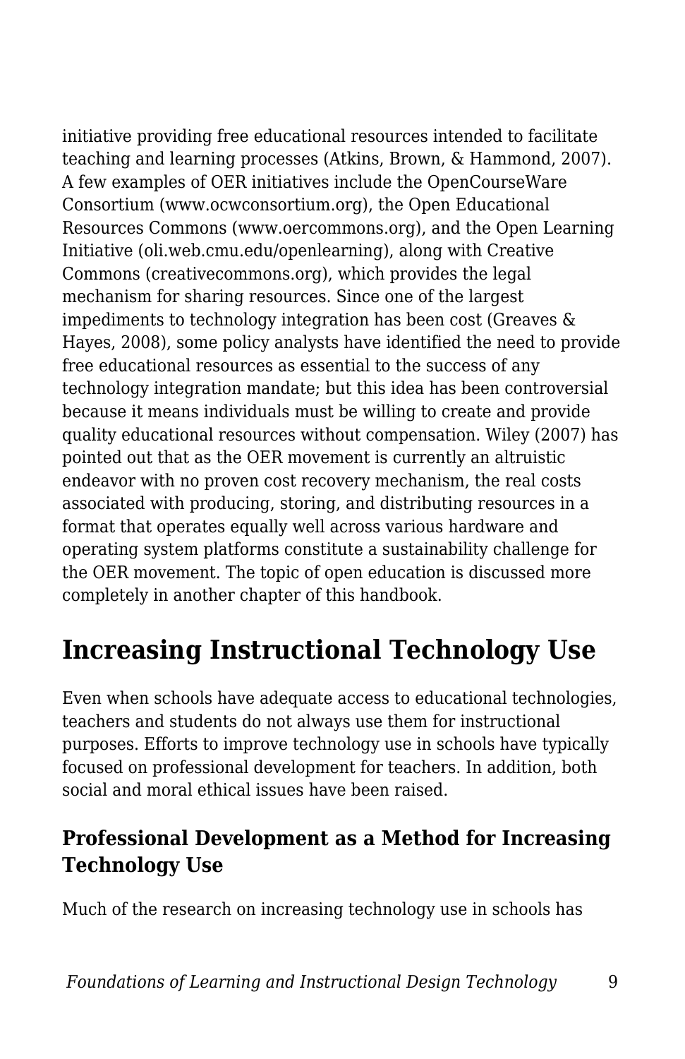initiative providing free educational resources intended to facilitate teaching and learning processes (Atkins, Brown, & Hammond, 2007). A few examples of OER initiatives include the OpenCourseWare Consortium (www.ocwconsortium.org), the Open Educational Resources Commons (www.oercommons.org), and the Open Learning Initiative (oli.web.cmu.edu/openlearning), along with Creative Commons (creativecommons.org), which provides the legal mechanism for sharing resources. Since one of the largest impediments to technology integration has been cost (Greaves & Hayes, 2008), some policy analysts have identified the need to provide free educational resources as essential to the success of any technology integration mandate; but this idea has been controversial because it means individuals must be willing to create and provide quality educational resources without compensation. Wiley (2007) has pointed out that as the OER movement is currently an altruistic endeavor with no proven cost recovery mechanism, the real costs associated with producing, storing, and distributing resources in a format that operates equally well across various hardware and operating system platforms constitute a sustainability challenge for the OER movement. The topic of open education is discussed more completely in another chapter of this handbook.

## Increasing Instructional Technology Use

Even when schools have adequate access to educational technologies, teachers and students do not always use them for instructional purposes. Efforts to improve technology use in schools have typically focused on professional development for teachers. In addition, both social and moral ethical issues have been raised.

### Professional Development as a Method for Increasing Technology Use

Much of the research on increasing technology use in schools has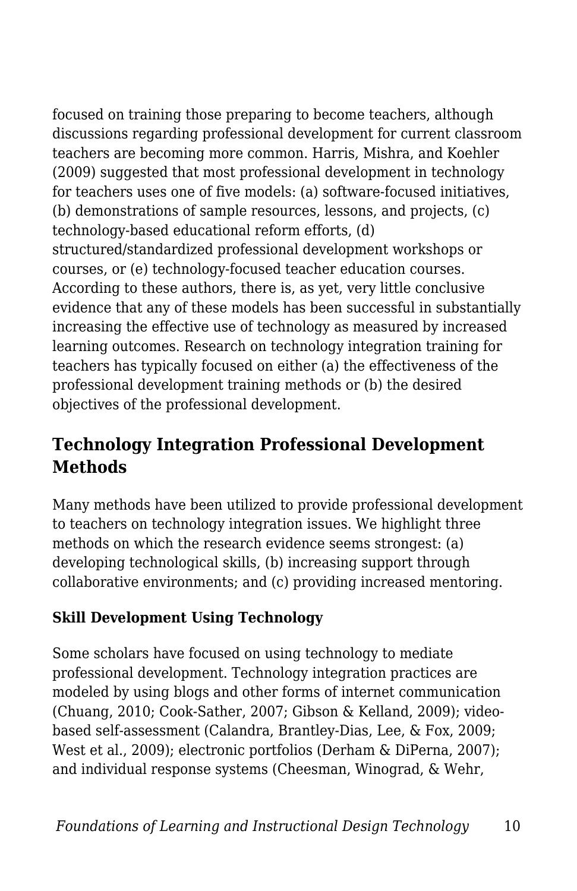focused on training those preparing to become teachers, although discussions regarding professional development for current classroom teachers are becoming more common. Harris, Mishra, and Koehler (2009) suggested that most professional development in technology for teachers uses one of five models: (a) software-focused initiatives, (b) demonstrations of sample resources, lessons, and projects, (c) technology-based educational reform efforts, (d) structured/standardized professional development workshops or courses, or (e) technology-focused teacher education courses. According to these authors, there is, as yet, very little conclusive evidence that any of these models has been successful in substantially increasing the effective use of technology as measured by increased learning outcomes. Research on technology integration training for teachers has typically focused on either (a) the effectiveness of the professional development training methods or (b) the desired objectives of the professional development.

## Technology Integration Professional Development Methods

Many methods have been utilized to provide professional development to teachers on technology integration issues. We highlight three methods on which the research evidence seems strongest: (a) developing technological skills, (b) increasing support through collaborative environments; and (c) providing increased mentoring.

### Skill Development Using Technology

Some scholars have focused on using technology to mediate professional development. Technology integration practices are modeled by using blogs and other forms of internet communication (Chuang, 2010; Cook-Sather, 2007; Gibson & Kelland, 2009); video-based self-assessment (Calandra, Brantley-Dias, Lee, & Fox, 2009; West et al., 2009); electronic portfolios (Derham & DiPerna, 2007); and individual response systems (Cheesman, Winograd, & Wehr,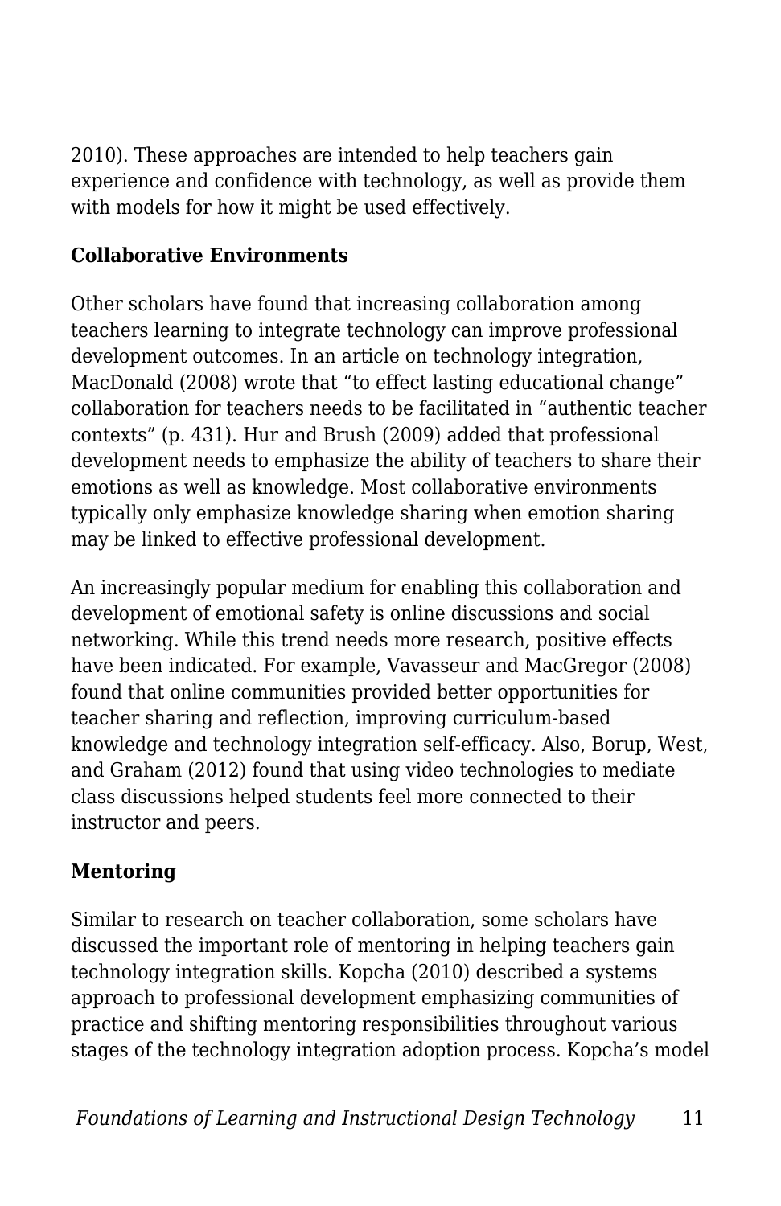2010). These approaches are intended to help teachers gain experience and confidence with technology, as well as provide them with models for how it might be used effectively.

**Collaborative Environments**

Other scholars have found that increasing collaboration among teachers learning to integrate technology can improve professional development outcomes. In an article on technology integration, MacDonald (2008) wrote that "to effect lasting educational change" collaboration for teachers needs to be facilitated in "authentic teacher contexts" (p. 431). Hur and Brush (2009) added that professional development needs to emphasize the ability of teachers to share their emotions as well as knowledge. Most collaborative environments typically only emphasize knowledge sharing when emotion sharing may be linked to effective professional development.

An increasingly popular medium for enabling this collaboration and development of emotional safety is online discussions and social networking. While this trend needs more research, positive effects have been indicated. For example, Vavasseur and MacGregor (2008) found that online communities provided better opportunities for teacher sharing and reflection, improving curriculum-based knowledge and technology integration self-efficacy. Also, Borup, West, and Graham (2012) found that using video technologies to mediate class discussions helped students feel more connected to their instructor and peers.

**Mentoring**

Similar to research on teacher collaboration, some scholars have discussed the important role of mentoring in helping teachers gain technology integration skills. Kopcha (2010) described a systems approach to professional development emphasizing communities of practice and shifting mentoring responsibilities throughout various stages of the technology integration adoption process. Kopcha's model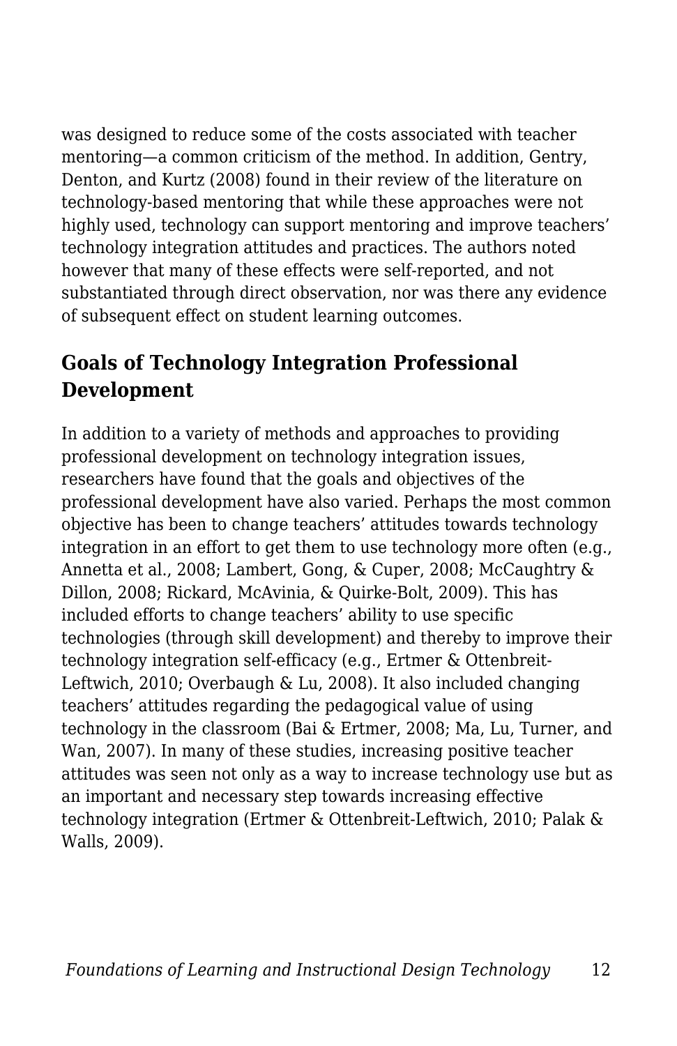was designed to reduce some of the costs associated with teacher mentoring—a common criticism of the method. In addition, Gentry, Denton, and Kurtz (2008) found in their review of the literature on technology-based mentoring that while these approaches were not highly used, technology can support mentoring and improve teachers' technology integration attitudes and practices. The authors noted however that many of these effects were self-reported, and not substantiated through direct observation, nor was there any evidence of subsequent effect on student learning outcomes.

## Goals of Technology Integration Professional Development

In addition to a variety of methods and approaches to providing professional development on technology integration issues, researchers have found that the goals and objectives of the professional development have also varied. Perhaps the most common objective has been to change teachers' attitudes towards technology integration in an effort to get them to use technology more often (e.g., Annetta et al., 2008; Lambert, Gong, & Cuper, 2008; McCaughtry & Dillon, 2008; Rickard, McAvinia, & Quirke-Bolt, 2009). This has included efforts to change teachers' ability to use specific technologies (through skill development) and thereby to improve their technology integration self-efficacy (e.g., Ertmer & Ottenbreit-Leftwich, 2010; Overbaugh & Lu, 2008). It also included changing teachers' attitudes regarding the pedagogical value of using technology in the classroom (Bai & Ertmer, 2008; Ma, Lu, Turner, and Wan, 2007). In many of these studies, increasing positive teacher attitudes was seen not only as a way to increase technology use but as an important and necessary step towards increasing effective technology integration (Ertmer & Ottenbreit-Leftwich, 2010; Palak & Walls, 2009).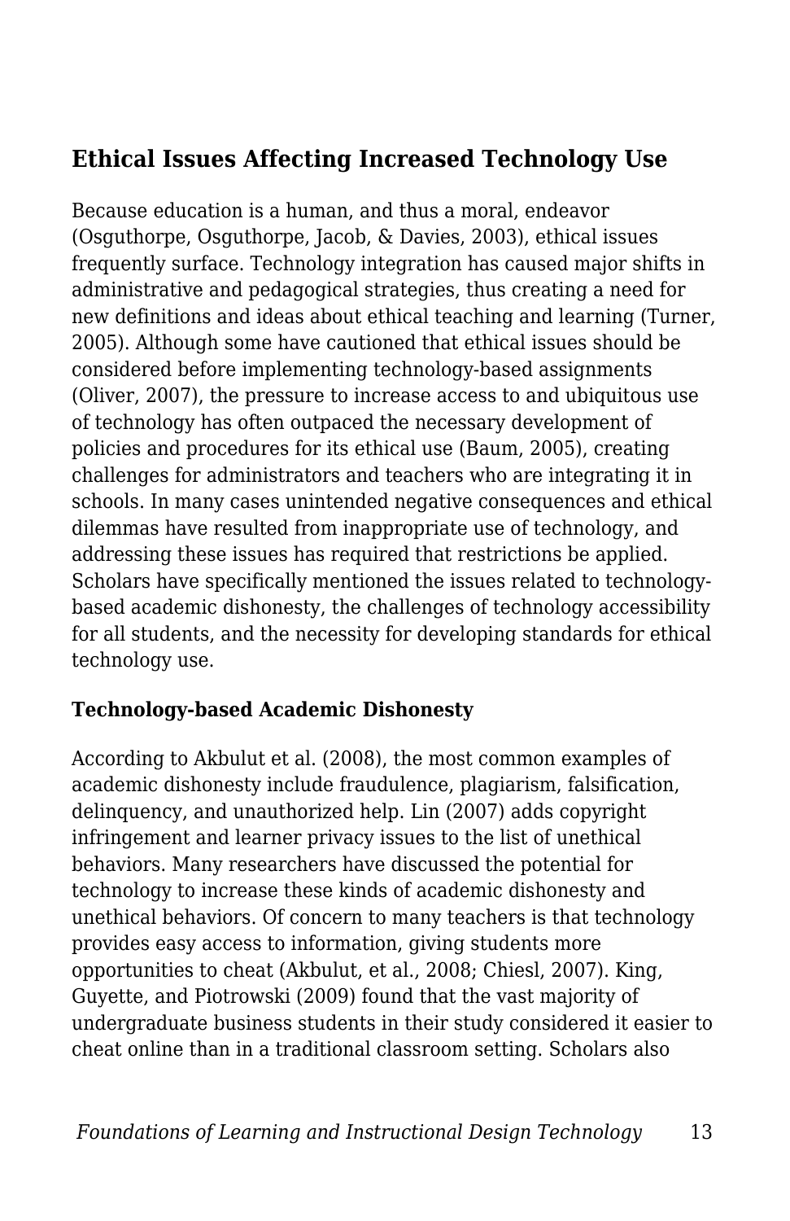## Ethical Issues Affecting Increased Technology Use

Because education is a human, and thus a moral, endeavor (Osguthorpe, Osguthorpe, Jacob, & Davies, 2003), ethical issues frequently surface. Technology integration has caused major shifts in administrative and pedagogical strategies, thus creating a need for new definitions and ideas about ethical teaching and learning (Turner, 2005). Although some have cautioned that ethical issues should be considered before implementing technology-based assignments (Oliver, 2007), the pressure to increase access to and ubiquitous use of technology has often outpaced the necessary development of policies and procedures for its ethical use (Baum, 2005), creating challenges for administrators and teachers who are integrating it in schools. In many cases unintended negative consequences and ethical dilemmas have resulted from inappropriate use of technology, and addressing these issues has required that restrictions be applied. Scholars have specifically mentioned the issues related to technology-based academic dishonesty, the challenges of technology accessibility for all students, and the necessity for developing standards for ethical technology use.

### Technology-based Academic Dishonesty

According to Akbulut et al. (2008), the most common examples of academic dishonesty include fraudulence, plagiarism, falsification, delinquency, and unauthorized help. Lin (2007) adds copyright infringement and learner privacy issues to the list of unethical behaviors. Many researchers have discussed the potential for technology to increase these kinds of academic dishonesty and unethical behaviors. Of concern to many teachers is that technology provides easy access to information, giving students more opportunities to cheat (Akbulut, et al., 2008; Chiesl, 2007). King, Guyette, and Piotrowski (2009) found that the vast majority of undergraduate business students in their study considered it easier to cheat online than in a traditional classroom setting. Scholars also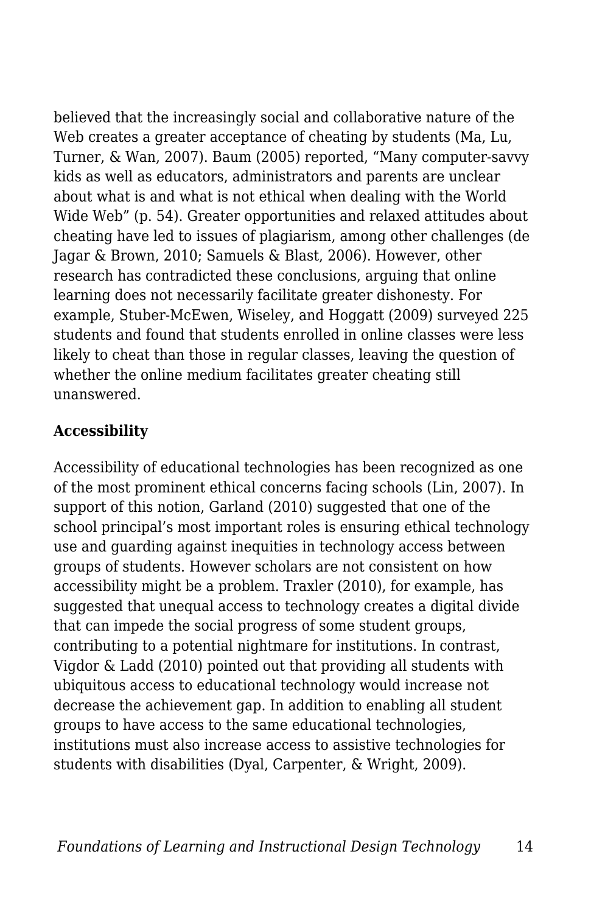believed that the increasingly social and collaborative nature of the Web creates a greater acceptance of cheating by students (Ma, Lu, Turner, & Wan, 2007). Baum (2005) reported, “Many computer-savvy kids as well as educators, administrators and parents are unclear about what is and what is not ethical when dealing with the World Wide Web” (p. 54). Greater opportunities and relaxed attitudes about cheating have led to issues of plagiarism, among other challenges (de Jagar & Brown, 2010; Samuels & Blast, 2006). However, other research has contradicted these conclusions, arguing that online learning does not necessarily facilitate greater dishonesty. For example, Stuber-McEwen, Wiseley, and Hoggatt (2009) surveyed 225 students and found that students enrolled in online classes were less likely to cheat than those in regular classes, leaving the question of whether the online medium facilitates greater cheating still unanswered.

**Accessibility**

Accessibility of educational technologies has been recognized as one of the most prominent ethical concerns facing schools (Lin, 2007). In support of this notion, Garland (2010) suggested that one of the school principal’s most important roles is ensuring ethical technology use and guarding against inequities in technology access between groups of students. However scholars are not consistent on how accessibility might be a problem. Traxler (2010), for example, has suggested that unequal access to technology creates a digital divide that can impede the social progress of some student groups, contributing to a potential nightmare for institutions. In contrast, Vigdor & Ladd (2010) pointed out that providing all students with ubiquitous access to educational technology would increase not decrease the achievement gap. In addition to enabling all student groups to have access to the same educational technologies, institutions must also increase access to assistive technologies for students with disabilities (Dyal, Carpenter, & Wright, 2009).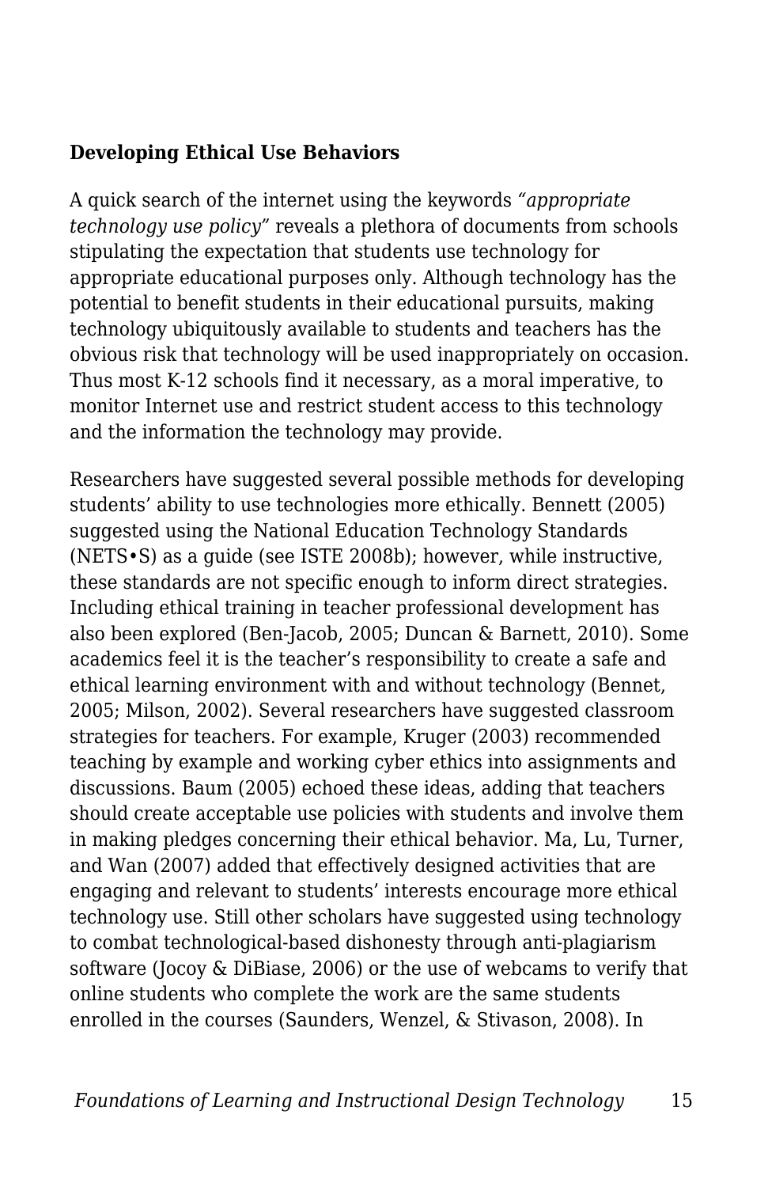**Developing Ethical Use Behaviors**

A quick search of the internet using the keywords *"appropriate technology use policy"* reveals a plethora of documents from schools stipulating the expectation that students use technology for appropriate educational purposes only. Although technology has the potential to benefit students in their educational pursuits, making technology ubiquitously available to students and teachers has the obvious risk that technology will be used inappropriately on occasion. Thus most K-12 schools find it necessary, as a moral imperative, to monitor Internet use and restrict student access to this technology and the information the technology may provide.

Researchers have suggested several possible methods for developing students' ability to use technologies more ethically. Bennett (2005) suggested using the National Education Technology Standards (NETS•S) as a guide (see ISTE 2008b); however, while instructive, these standards are not specific enough to inform direct strategies. Including ethical training in teacher professional development has also been explored (Ben-Jacob, 2005; Duncan & Barnett, 2010). Some academics feel it is the teacher's responsibility to create a safe and ethical learning environment with and without technology (Bennet, 2005; Milson, 2002). Several researchers have suggested classroom strategies for teachers. For example, Kruger (2003) recommended teaching by example and working cyber ethics into assignments and discussions. Baum (2005) echoed these ideas, adding that teachers should create acceptable use policies with students and involve them in making pledges concerning their ethical behavior. Ma, Lu, Turner, and Wan (2007) added that effectively designed activities that are engaging and relevant to students' interests encourage more ethical technology use. Still other scholars have suggested using technology to combat technological-based dishonesty through anti-plagiarism software (Jocoy & DiBiase, 2006) or the use of webcams to verify that online students who complete the work are the same students enrolled in the courses (Saunders, Wenzel, & Stivason, 2008). In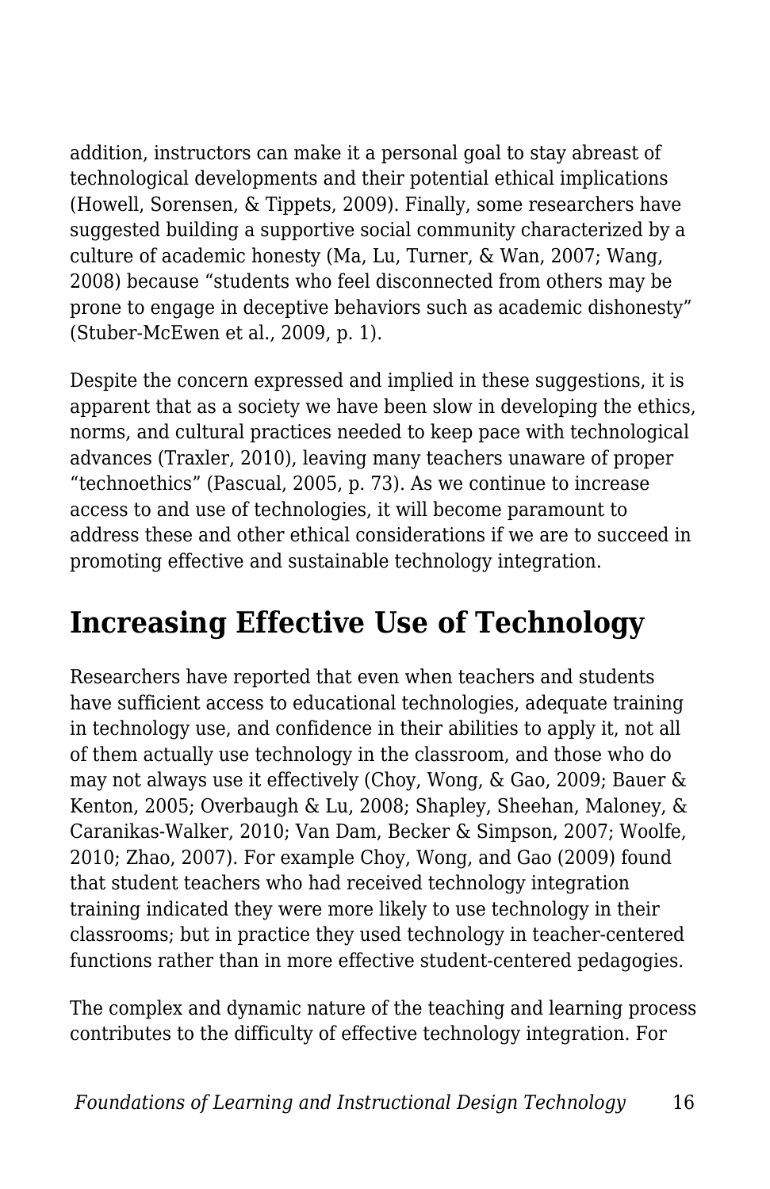addition, instructors can make it a personal goal to stay abreast of technological developments and their potential ethical implications (Howell, Sorensen, & Tippets, 2009). Finally, some researchers have suggested building a supportive social community characterized by a culture of academic honesty (Ma, Lu, Turner, & Wan, 2007; Wang, 2008) because "students who feel disconnected from others may be prone to engage in deceptive behaviors such as academic dishonesty" (Stuber-McEwen et al., 2009, p. 1).

Despite the concern expressed and implied in these suggestions, it is apparent that as a society we have been slow in developing the ethics, norms, and cultural practices needed to keep pace with technological advances (Traxler, 2010), leaving many teachers unaware of proper "technoethics" (Pascual, 2005, p. 73). As we continue to increase access to and use of technologies, it will become paramount to address these and other ethical considerations if we are to succeed in promoting effective and sustainable technology integration.

## Increasing Effective Use of Technology

Researchers have reported that even when teachers and students have sufficient access to educational technologies, adequate training in technology use, and confidence in their abilities to apply it, not all of them actually use technology in the classroom, and those who do may not always use it effectively (Choy, Wong, & Gao, 2009; Bauer & Kenton, 2005; Overbaugh & Lu, 2008; Shapley, Sheehan, Maloney, & Caranikas-Walker, 2010; Van Dam, Becker & Simpson, 2007; Woolfe, 2010; Zhao, 2007). For example Choy, Wong, and Gao (2009) found that student teachers who had received technology integration training indicated they were more likely to use technology in their classrooms; but in practice they used technology in teacher-centered functions rather than in more effective student-centered pedagogies.

The complex and dynamic nature of the teaching and learning process contributes to the difficulty of effective technology integration. For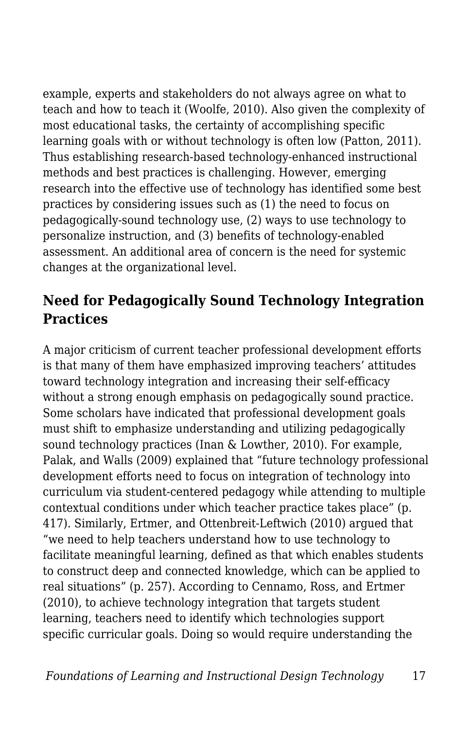example, experts and stakeholders do not always agree on what to teach and how to teach it (Woolfe, 2010). Also given the complexity of most educational tasks, the certainty of accomplishing specific learning goals with or without technology is often low (Patton, 2011). Thus establishing research-based technology-enhanced instructional methods and best practices is challenging. However, emerging research into the effective use of technology has identified some best practices by considering issues such as (1) the need to focus on pedagogically-sound technology use, (2) ways to use technology to personalize instruction, and (3) benefits of technology-enabled assessment. An additional area of concern is the need for systemic changes at the organizational level.

## Need for Pedagogically Sound Technology Integration Practices

A major criticism of current teacher professional development efforts is that many of them have emphasized improving teachers' attitudes toward technology integration and increasing their self-efficacy without a strong enough emphasis on pedagogically sound practice. Some scholars have indicated that professional development goals must shift to emphasize understanding and utilizing pedagogically sound technology practices (Inan & Lowther, 2010). For example, Palak, and Walls (2009) explained that "future technology professional development efforts need to focus on integration of technology into curriculum via student-centered pedagogy while attending to multiple contextual conditions under which teacher practice takes place" (p. 417). Similarly, Ertmer, and Ottenbreit-Leftwich (2010) argued that "we need to help teachers understand how to use technology to facilitate meaningful learning, defined as that which enables students to construct deep and connected knowledge, which can be applied to real situations" (p. 257). According to Cennamo, Ross, and Ertmer (2010), to achieve technology integration that targets student learning, teachers need to identify which technologies support specific curricular goals. Doing so would require understanding the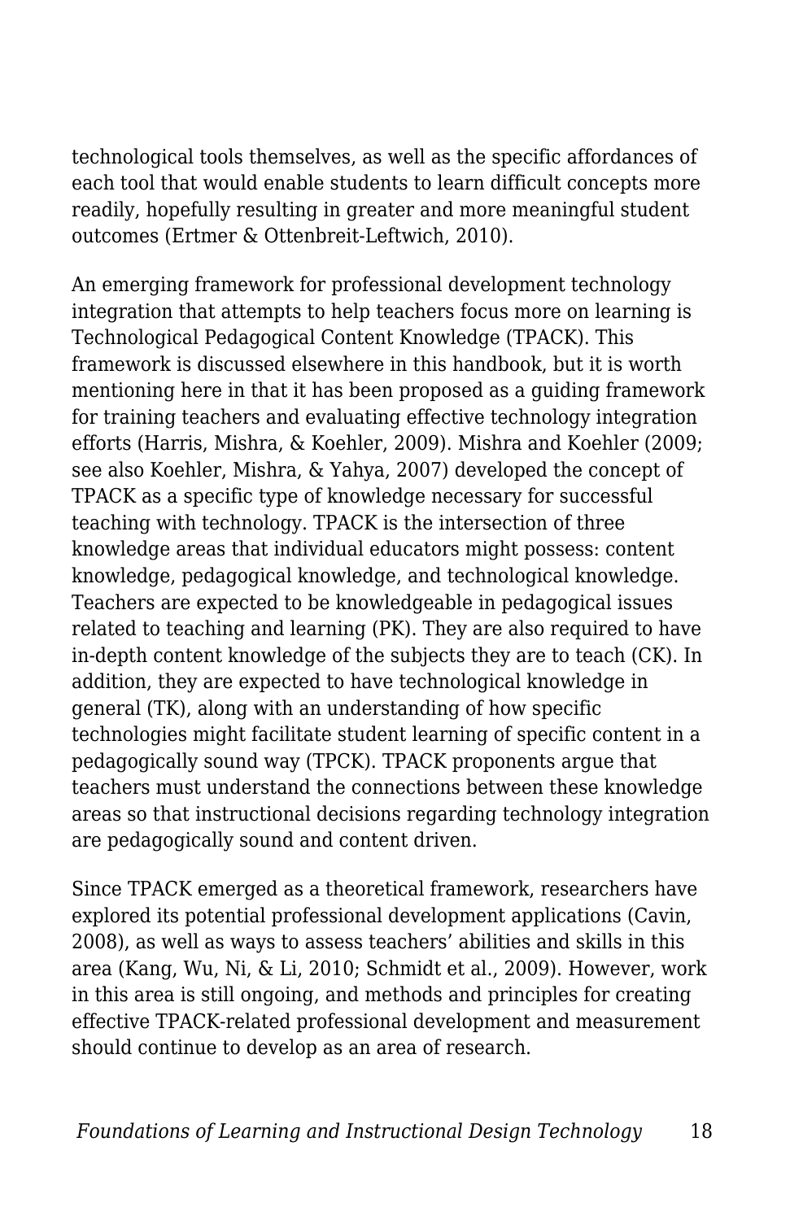technological tools themselves, as well as the specific affordances of each tool that would enable students to learn difficult concepts more readily, hopefully resulting in greater and more meaningful student outcomes (Ertmer & Ottenbreit-Leftwich, 2010).

An emerging framework for professional development technology integration that attempts to help teachers focus more on learning is Technological Pedagogical Content Knowledge (TPACK). This framework is discussed elsewhere in this handbook, but it is worth mentioning here in that it has been proposed as a guiding framework for training teachers and evaluating effective technology integration efforts (Harris, Mishra, & Koehler, 2009). Mishra and Koehler (2009; see also Koehler, Mishra, & Yahya, 2007) developed the concept of TPACK as a specific type of knowledge necessary for successful teaching with technology. TPACK is the intersection of three knowledge areas that individual educators might possess: content knowledge, pedagogical knowledge, and technological knowledge. Teachers are expected to be knowledgeable in pedagogical issues related to teaching and learning (PK). They are also required to have in-depth content knowledge of the subjects they are to teach (CK). In addition, they are expected to have technological knowledge in general (TK), along with an understanding of how specific technologies might facilitate student learning of specific content in a pedagogically sound way (TPCK). TPACK proponents argue that teachers must understand the connections between these knowledge areas so that instructional decisions regarding technology integration are pedagogically sound and content driven.

Since TPACK emerged as a theoretical framework, researchers have explored its potential professional development applications (Cavin, 2008), as well as ways to assess teachers' abilities and skills in this area (Kang, Wu, Ni, & Li, 2010; Schmidt et al., 2009). However, work in this area is still ongoing, and methods and principles for creating effective TPACK-related professional development and measurement should continue to develop as an area of research.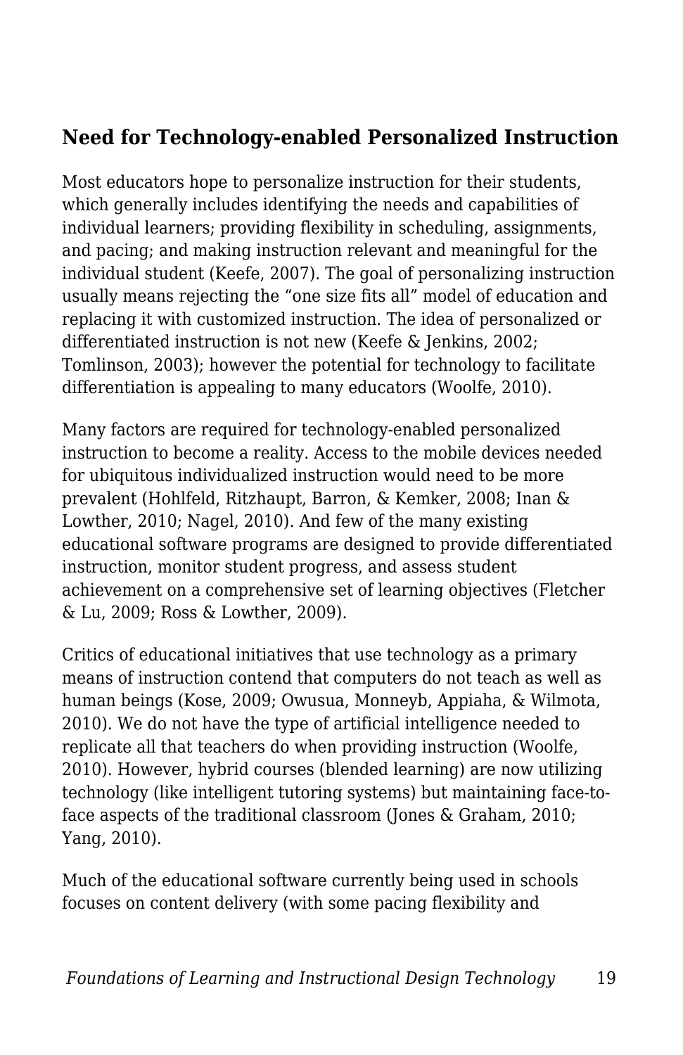## Need for Technology-enabled Personalized Instruction

Most educators hope to personalize instruction for their students, which generally includes identifying the needs and capabilities of individual learners; providing flexibility in scheduling, assignments, and pacing; and making instruction relevant and meaningful for the individual student (Keefe, 2007). The goal of personalizing instruction usually means rejecting the “one size fits all” model of education and replacing it with customized instruction. The idea of personalized or differentiated instruction is not new (Keefe & Jenkins, 2002; Tomlinson, 2003); however the potential for technology to facilitate differentiation is appealing to many educators (Woolfe, 2010).

Many factors are required for technology-enabled personalized instruction to become a reality. Access to the mobile devices needed for ubiquitous individualized instruction would need to be more prevalent (Hohlfeld, Ritzhaupt, Barron, & Kemker, 2008; Inan & Lowther, 2010; Nagel, 2010). And few of the many existing educational software programs are designed to provide differentiated instruction, monitor student progress, and assess student achievement on a comprehensive set of learning objectives (Fletcher & Lu, 2009; Ross & Lowther, 2009).

Critics of educational initiatives that use technology as a primary means of instruction contend that computers do not teach as well as human beings (Kose, 2009; Owusua, Monneyb, Appiaha, & Wilmota, 2010). We do not have the type of artificial intelligence needed to replicate all that teachers do when providing instruction (Woolfe, 2010). However, hybrid courses (blended learning) are now utilizing technology (like intelligent tutoring systems) but maintaining face-to-face aspects of the traditional classroom (Jones & Graham, 2010; Yang, 2010).

Much of the educational software currently being used in schools focuses on content delivery (with some pacing flexibility and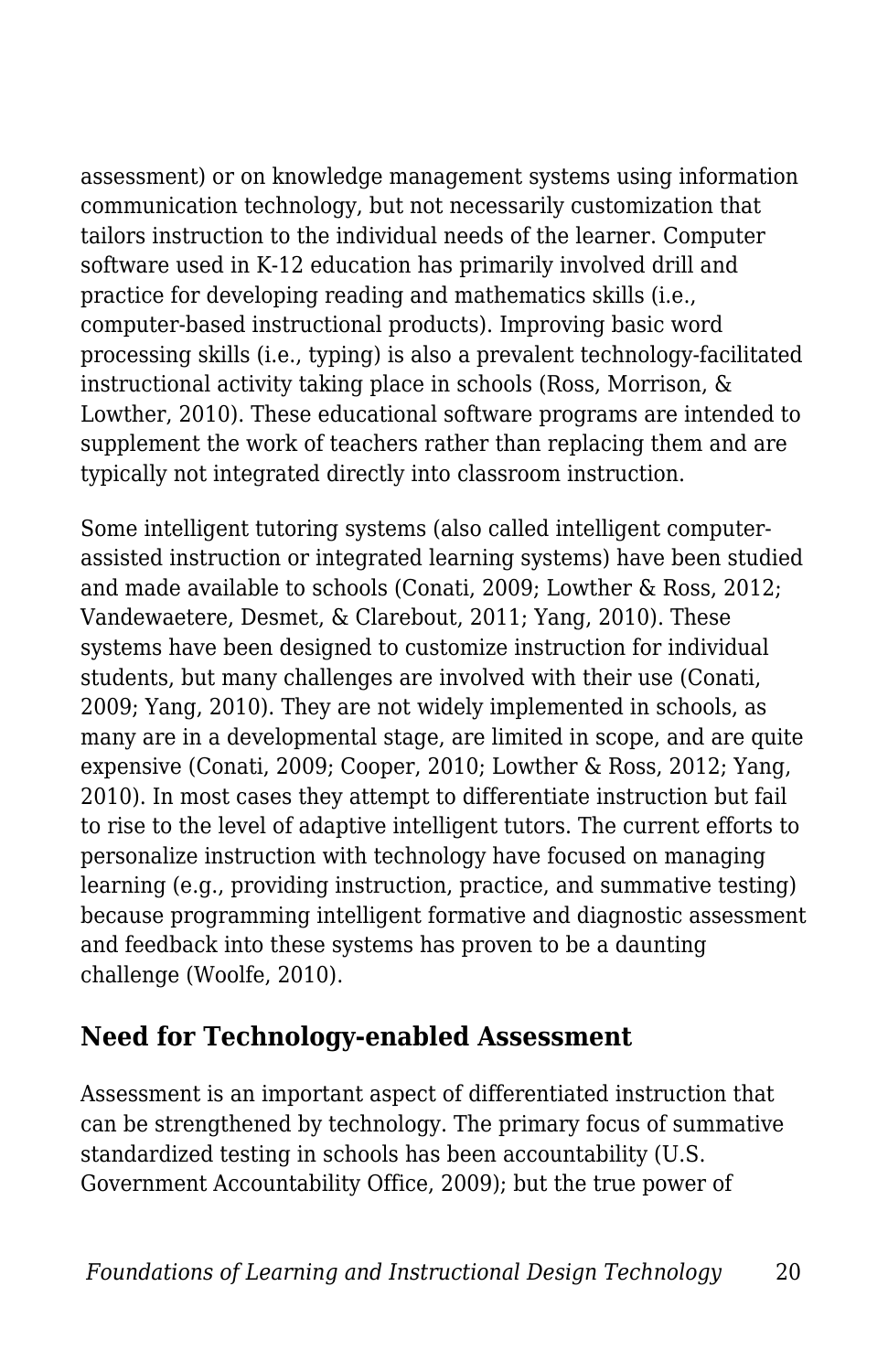assessment) or on knowledge management systems using information communication technology, but not necessarily customization that tailors instruction to the individual needs of the learner. Computer software used in K-12 education has primarily involved drill and practice for developing reading and mathematics skills (i.e., computer-based instructional products). Improving basic word processing skills (i.e., typing) is also a prevalent technology-facilitated instructional activity taking place in schools (Ross, Morrison, & Lowther, 2010). These educational software programs are intended to supplement the work of teachers rather than replacing them and are typically not integrated directly into classroom instruction.

Some intelligent tutoring systems (also called intelligent computer-assisted instruction or integrated learning systems) have been studied and made available to schools (Conati, 2009; Lowther & Ross, 2012; Vandewaetere, Desmet, & Clarebout, 2011; Yang, 2010). These systems have been designed to customize instruction for individual students, but many challenges are involved with their use (Conati, 2009; Yang, 2010). They are not widely implemented in schools, as many are in a developmental stage, are limited in scope, and are quite expensive (Conati, 2009; Cooper, 2010; Lowther & Ross, 2012; Yang, 2010). In most cases they attempt to differentiate instruction but fail to rise to the level of adaptive intelligent tutors. The current efforts to personalize instruction with technology have focused on managing learning (e.g., providing instruction, practice, and summative testing) because programming intelligent formative and diagnostic assessment and feedback into these systems has proven to be a daunting challenge (Woolfe, 2010).

## Need for Technology-enabled Assessment

Assessment is an important aspect of differentiated instruction that can be strengthened by technology. The primary focus of summative standardized testing in schools has been accountability (U.S. Government Accountability Office, 2009); but the true power of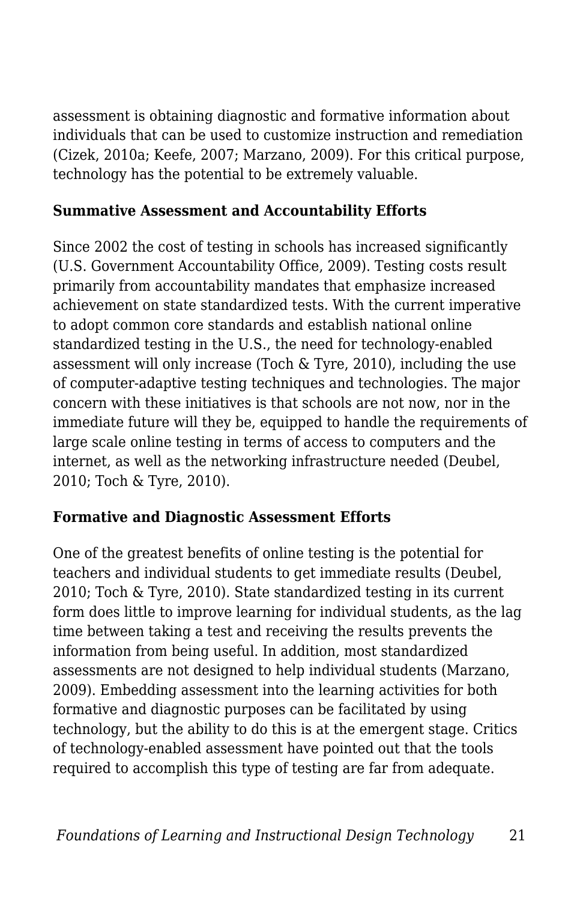assessment is obtaining diagnostic and formative information about individuals that can be used to customize instruction and remediation (Cizek, 2010a; Keefe, 2007; Marzano, 2009). For this critical purpose, technology has the potential to be extremely valuable.

**Summative Assessment and Accountability Efforts**

Since 2002 the cost of testing in schools has increased significantly (U.S. Government Accountability Office, 2009). Testing costs result primarily from accountability mandates that emphasize increased achievement on state standardized tests. With the current imperative to adopt common core standards and establish national online standardized testing in the U.S., the need for technology-enabled assessment will only increase (Toch & Tyre, 2010), including the use of computer-adaptive testing techniques and technologies. The major concern with these initiatives is that schools are not now, nor in the immediate future will they be, equipped to handle the requirements of large scale online testing in terms of access to computers and the internet, as well as the networking infrastructure needed (Deubel, 2010; Toch & Tyre, 2010).

**Formative and Diagnostic Assessment Efforts**

One of the greatest benefits of online testing is the potential for teachers and individual students to get immediate results (Deubel, 2010; Toch & Tyre, 2010). State standardized testing in its current form does little to improve learning for individual students, as the lag time between taking a test and receiving the results prevents the information from being useful. In addition, most standardized assessments are not designed to help individual students (Marzano, 2009). Embedding assessment into the learning activities for both formative and diagnostic purposes can be facilitated by using technology, but the ability to do this is at the emergent stage. Critics of technology-enabled assessment have pointed out that the tools required to accomplish this type of testing are far from adequate.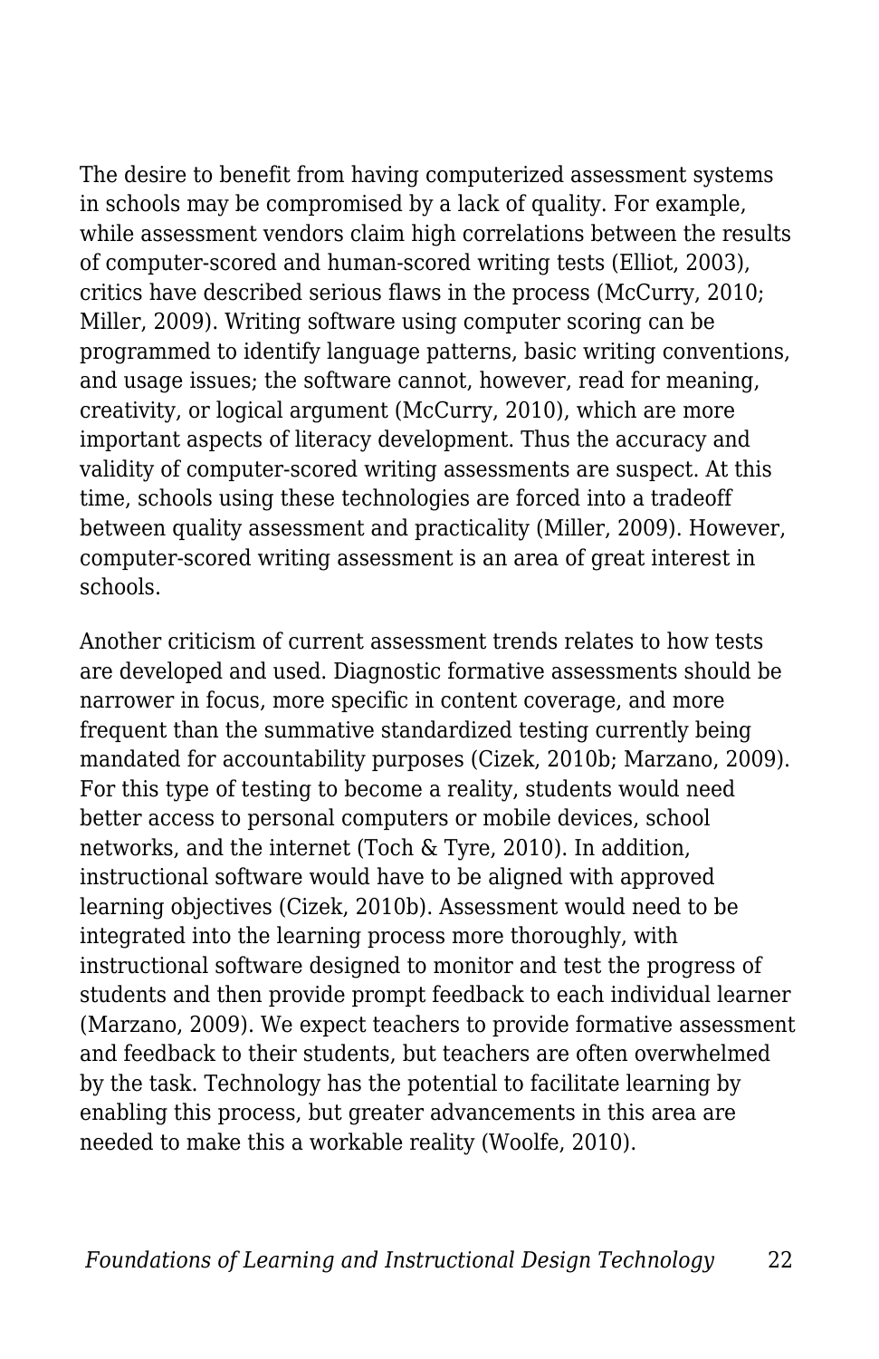The desire to benefit from having computerized assessment systems in schools may be compromised by a lack of quality. For example, while assessment vendors claim high correlations between the results of computer-scored and human-scored writing tests (Elliot, 2003), critics have described serious flaws in the process (McCurry, 2010; Miller, 2009). Writing software using computer scoring can be programmed to identify language patterns, basic writing conventions, and usage issues; the software cannot, however, read for meaning, creativity, or logical argument (McCurry, 2010), which are more important aspects of literacy development. Thus the accuracy and validity of computer-scored writing assessments are suspect. At this time, schools using these technologies are forced into a tradeoff between quality assessment and practicality (Miller, 2009). However, computer-scored writing assessment is an area of great interest in schools.

Another criticism of current assessment trends relates to how tests are developed and used. Diagnostic formative assessments should be narrower in focus, more specific in content coverage, and more frequent than the summative standardized testing currently being mandated for accountability purposes (Cizek, 2010b; Marzano, 2009). For this type of testing to become a reality, students would need better access to personal computers or mobile devices, school networks, and the internet (Toch & Tyre, 2010). In addition, instructional software would have to be aligned with approved learning objectives (Cizek, 2010b). Assessment would need to be integrated into the learning process more thoroughly, with instructional software designed to monitor and test the progress of students and then provide prompt feedback to each individual learner (Marzano, 2009). We expect teachers to provide formative assessment and feedback to their students, but teachers are often overwhelmed by the task. Technology has the potential to facilitate learning by enabling this process, but greater advancements in this area are needed to make this a workable reality (Woolfe, 2010).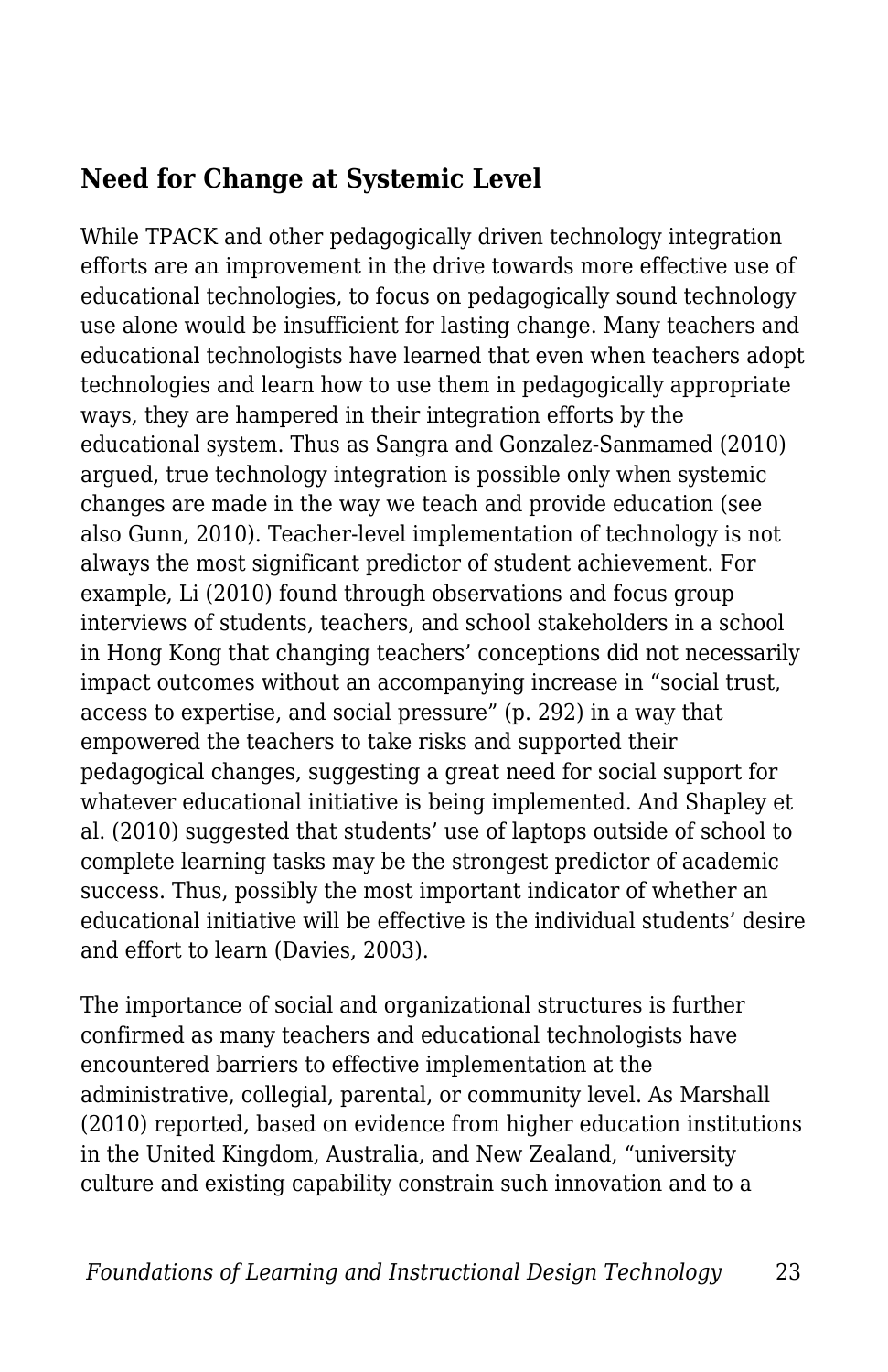## Need for Change at Systemic Level

While TPACK and other pedagogically driven technology integration efforts are an improvement in the drive towards more effective use of educational technologies, to focus on pedagogically sound technology use alone would be insufficient for lasting change. Many teachers and educational technologists have learned that even when teachers adopt technologies and learn how to use them in pedagogically appropriate ways, they are hampered in their integration efforts by the educational system. Thus as Sangra and Gonzalez-Sanmamed (2010) argued, true technology integration is possible only when systemic changes are made in the way we teach and provide education (see also Gunn, 2010). Teacher-level implementation of technology is not always the most significant predictor of student achievement. For example, Li (2010) found through observations and focus group interviews of students, teachers, and school stakeholders in a school in Hong Kong that changing teachers' conceptions did not necessarily impact outcomes without an accompanying increase in "social trust, access to expertise, and social pressure" (p. 292) in a way that empowered the teachers to take risks and supported their pedagogical changes, suggesting a great need for social support for whatever educational initiative is being implemented. And Shapley et al. (2010) suggested that students' use of laptops outside of school to complete learning tasks may be the strongest predictor of academic success. Thus, possibly the most important indicator of whether an educational initiative will be effective is the individual students' desire and effort to learn (Davies, 2003).

The importance of social and organizational structures is further confirmed as many teachers and educational technologists have encountered barriers to effective implementation at the administrative, collegial, parental, or community level. As Marshall (2010) reported, based on evidence from higher education institutions in the United Kingdom, Australia, and New Zealand, "university culture and existing capability constrain such innovation and to a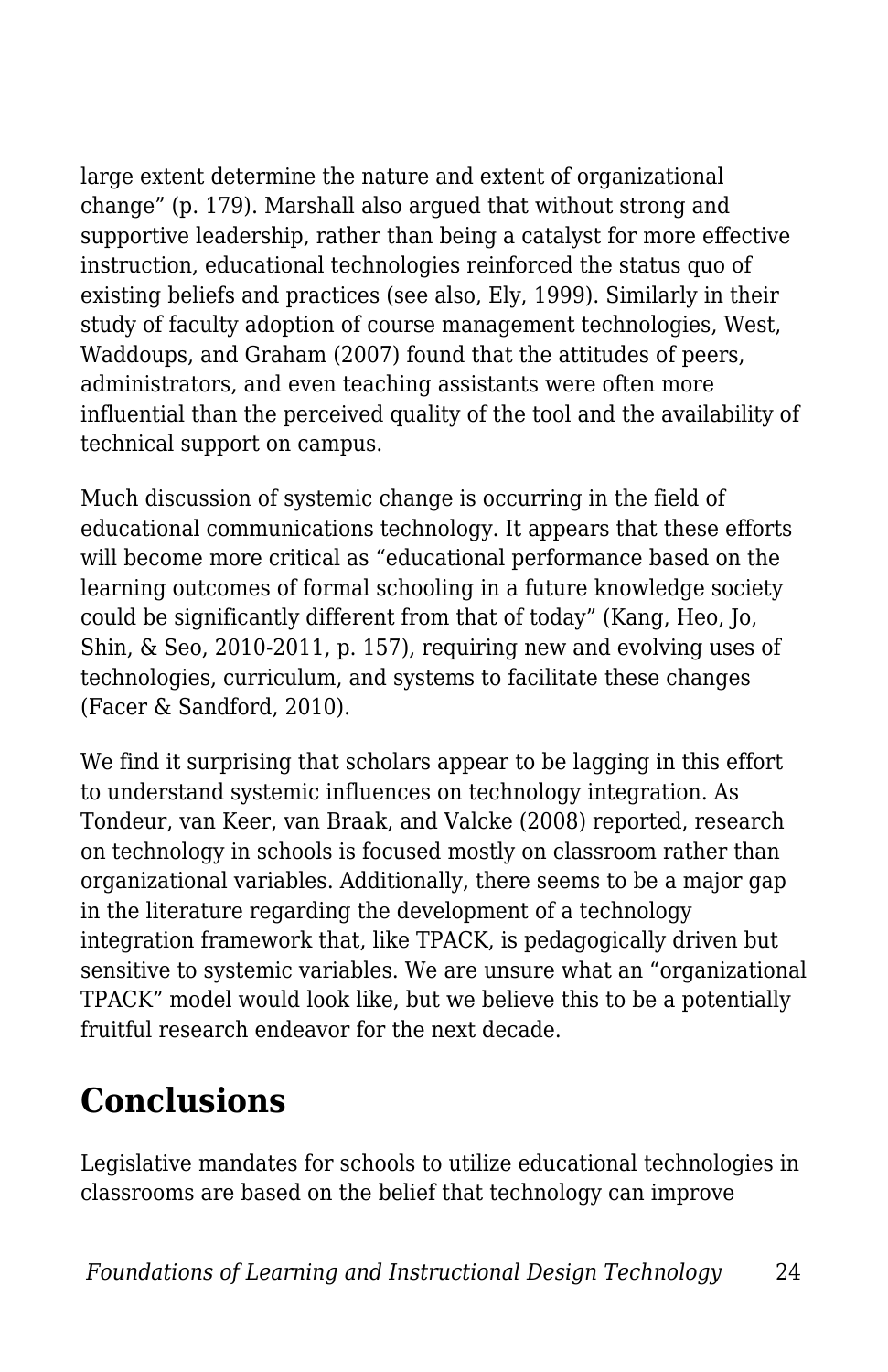large extent determine the nature and extent of organizational change" (p. 179). Marshall also argued that without strong and supportive leadership, rather than being a catalyst for more effective instruction, educational technologies reinforced the status quo of existing beliefs and practices (see also, Ely, 1999). Similarly in their study of faculty adoption of course management technologies, West, Waddoups, and Graham (2007) found that the attitudes of peers, administrators, and even teaching assistants were often more influential than the perceived quality of the tool and the availability of technical support on campus.

Much discussion of systemic change is occurring in the field of educational communications technology. It appears that these efforts will become more critical as "educational performance based on the learning outcomes of formal schooling in a future knowledge society could be significantly different from that of today" (Kang, Heo, Jo, Shin, & Seo, 2010-2011, p. 157), requiring new and evolving uses of technologies, curriculum, and systems to facilitate these changes (Facer & Sandford, 2010).

We find it surprising that scholars appear to be lagging in this effort to understand systemic influences on technology integration. As Tondeur, van Keer, van Braak, and Valcke (2008) reported, research on technology in schools is focused mostly on classroom rather than organizational variables. Additionally, there seems to be a major gap in the literature regarding the development of a technology integration framework that, like TPACK, is pedagogically driven but sensitive to systemic variables. We are unsure what an "organizational TPACK" model would look like, but we believe this to be a potentially fruitful research endeavor for the next decade.

## Conclusions

Legislative mandates for schools to utilize educational technologies in classrooms are based on the belief that technology can improve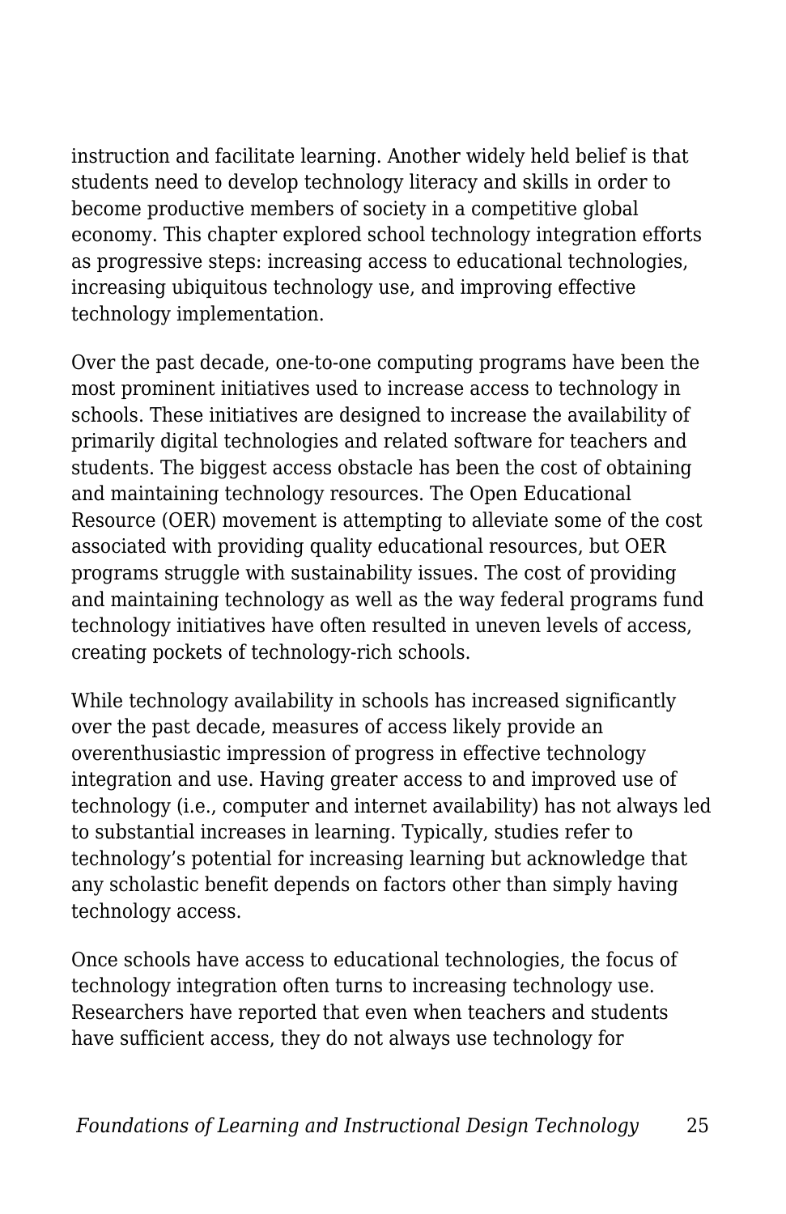instruction and facilitate learning. Another widely held belief is that students need to develop technology literacy and skills in order to become productive members of society in a competitive global economy. This chapter explored school technology integration efforts as progressive steps: increasing access to educational technologies, increasing ubiquitous technology use, and improving effective technology implementation.

Over the past decade, one-to-one computing programs have been the most prominent initiatives used to increase access to technology in schools. These initiatives are designed to increase the availability of primarily digital technologies and related software for teachers and students. The biggest access obstacle has been the cost of obtaining and maintaining technology resources. The Open Educational Resource (OER) movement is attempting to alleviate some of the cost associated with providing quality educational resources, but OER programs struggle with sustainability issues. The cost of providing and maintaining technology as well as the way federal programs fund technology initiatives have often resulted in uneven levels of access, creating pockets of technology-rich schools.

While technology availability in schools has increased significantly over the past decade, measures of access likely provide an overenthusiastic impression of progress in effective technology integration and use. Having greater access to and improved use of technology (i.e., computer and internet availability) has not always led to substantial increases in learning. Typically, studies refer to technology's potential for increasing learning but acknowledge that any scholastic benefit depends on factors other than simply having technology access.

Once schools have access to educational technologies, the focus of technology integration often turns to increasing technology use. Researchers have reported that even when teachers and students have sufficient access, they do not always use technology for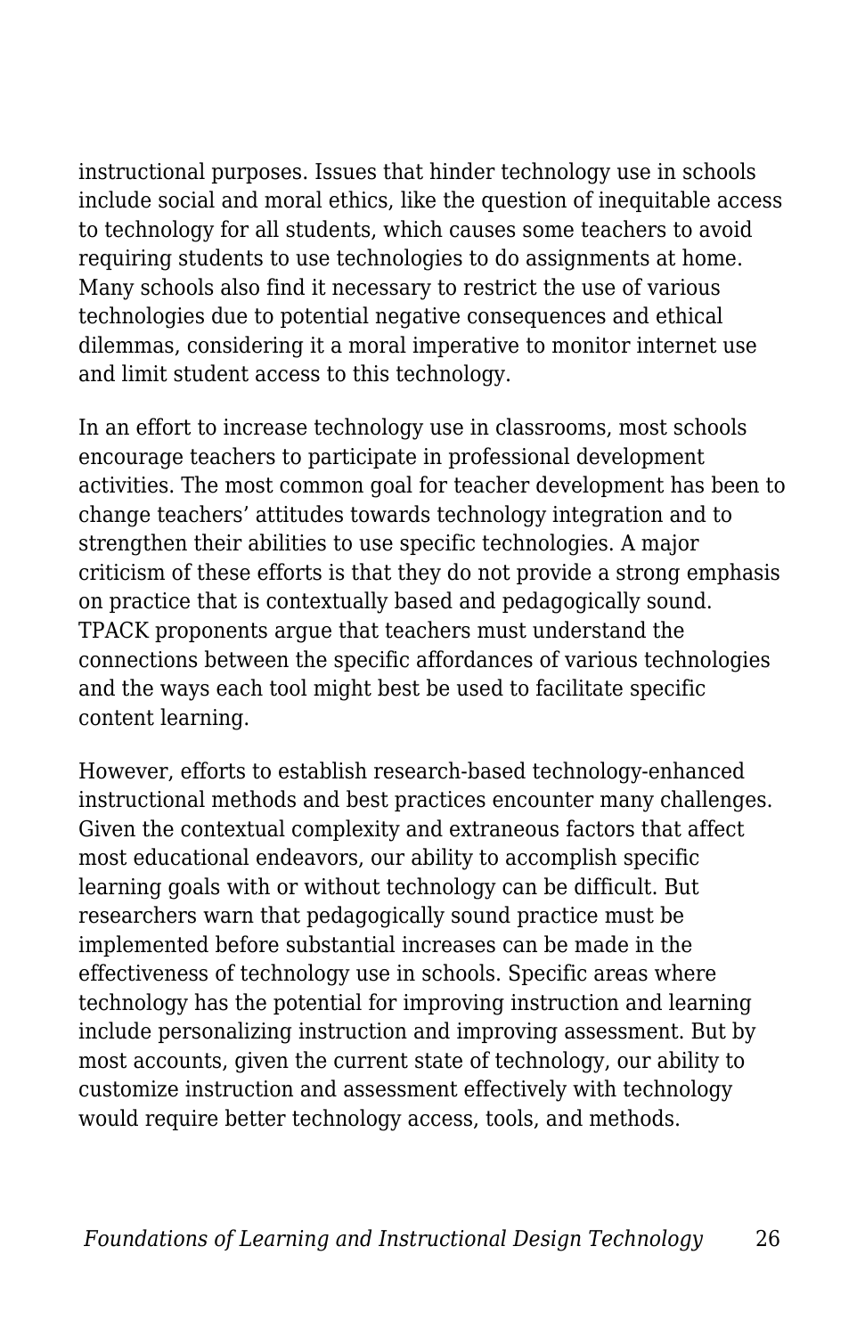instructional purposes. Issues that hinder technology use in schools include social and moral ethics, like the question of inequitable access to technology for all students, which causes some teachers to avoid requiring students to use technologies to do assignments at home. Many schools also find it necessary to restrict the use of various technologies due to potential negative consequences and ethical dilemmas, considering it a moral imperative to monitor internet use and limit student access to this technology.

In an effort to increase technology use in classrooms, most schools encourage teachers to participate in professional development activities. The most common goal for teacher development has been to change teachers' attitudes towards technology integration and to strengthen their abilities to use specific technologies. A major criticism of these efforts is that they do not provide a strong emphasis on practice that is contextually based and pedagogically sound. TPACK proponents argue that teachers must understand the connections between the specific affordances of various technologies and the ways each tool might best be used to facilitate specific content learning.

However, efforts to establish research-based technology-enhanced instructional methods and best practices encounter many challenges. Given the contextual complexity and extraneous factors that affect most educational endeavors, our ability to accomplish specific learning goals with or without technology can be difficult. But researchers warn that pedagogically sound practice must be implemented before substantial increases can be made in the effectiveness of technology use in schools. Specific areas where technology has the potential for improving instruction and learning include personalizing instruction and improving assessment. But by most accounts, given the current state of technology, our ability to customize instruction and assessment effectively with technology would require better technology access, tools, and methods.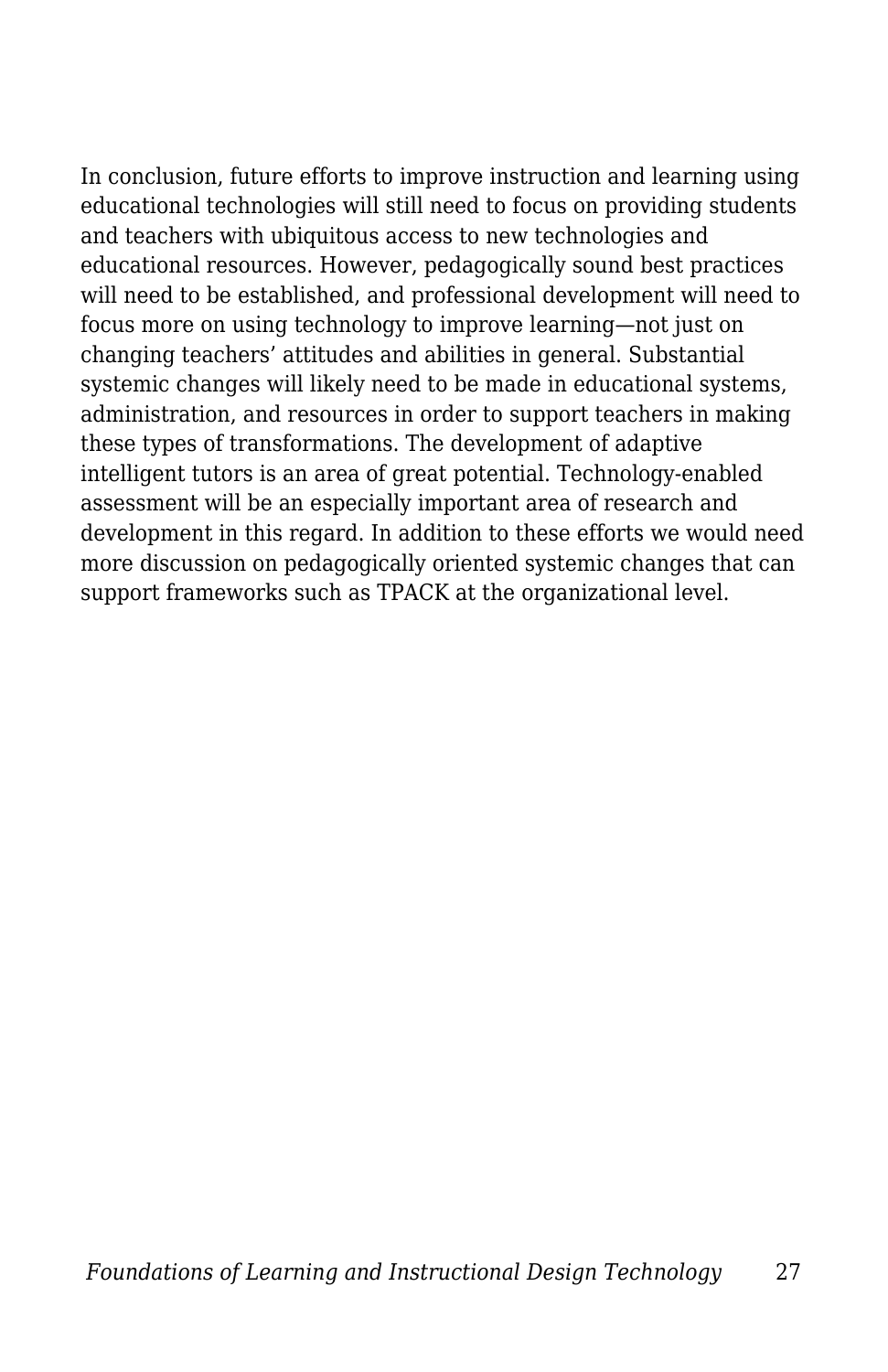In conclusion, future efforts to improve instruction and learning using educational technologies will still need to focus on providing students and teachers with ubiquitous access to new technologies and educational resources. However, pedagogically sound best practices will need to be established, and professional development will need to focus more on using technology to improve learning—not just on changing teachers' attitudes and abilities in general. Substantial systemic changes will likely need to be made in educational systems, administration, and resources in order to support teachers in making these types of transformations. The development of adaptive intelligent tutors is an area of great potential. Technology-enabled assessment will be an especially important area of research and development in this regard. In addition to these efforts we would need more discussion on pedagogically oriented systemic changes that can support frameworks such as TPACK at the organizational level.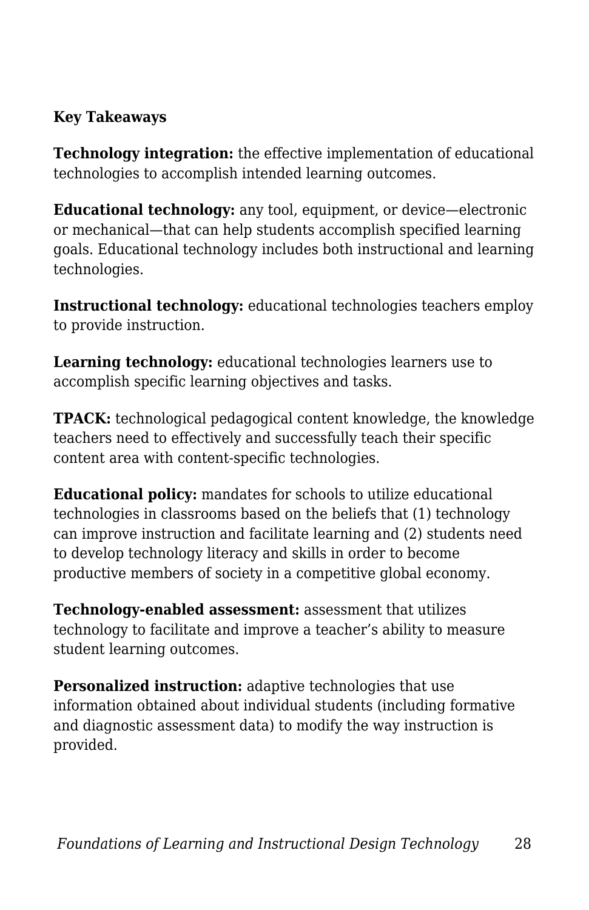**Key Takeaways**

**Technology integration:** the effective implementation of educational technologies to accomplish intended learning outcomes.

**Educational technology:** any tool, equipment, or device—electronic or mechanical—that can help students accomplish specified learning goals. Educational technology includes both instructional and learning technologies.

**Instructional technology:** educational technologies teachers employ to provide instruction.

**Learning technology:** educational technologies learners use to accomplish specific learning objectives and tasks.

**TPACK:** technological pedagogical content knowledge, the knowledge teachers need to effectively and successfully teach their specific content area with content-specific technologies.

**Educational policy:** mandates for schools to utilize educational technologies in classrooms based on the beliefs that (1) technology can improve instruction and facilitate learning and (2) students need to develop technology literacy and skills in order to become productive members of society in a competitive global economy.

**Technology-enabled assessment:** assessment that utilizes technology to facilitate and improve a teacher's ability to measure student learning outcomes.

**Personalized instruction:** adaptive technologies that use information obtained about individual students (including formative and diagnostic assessment data) to modify the way instruction is provided.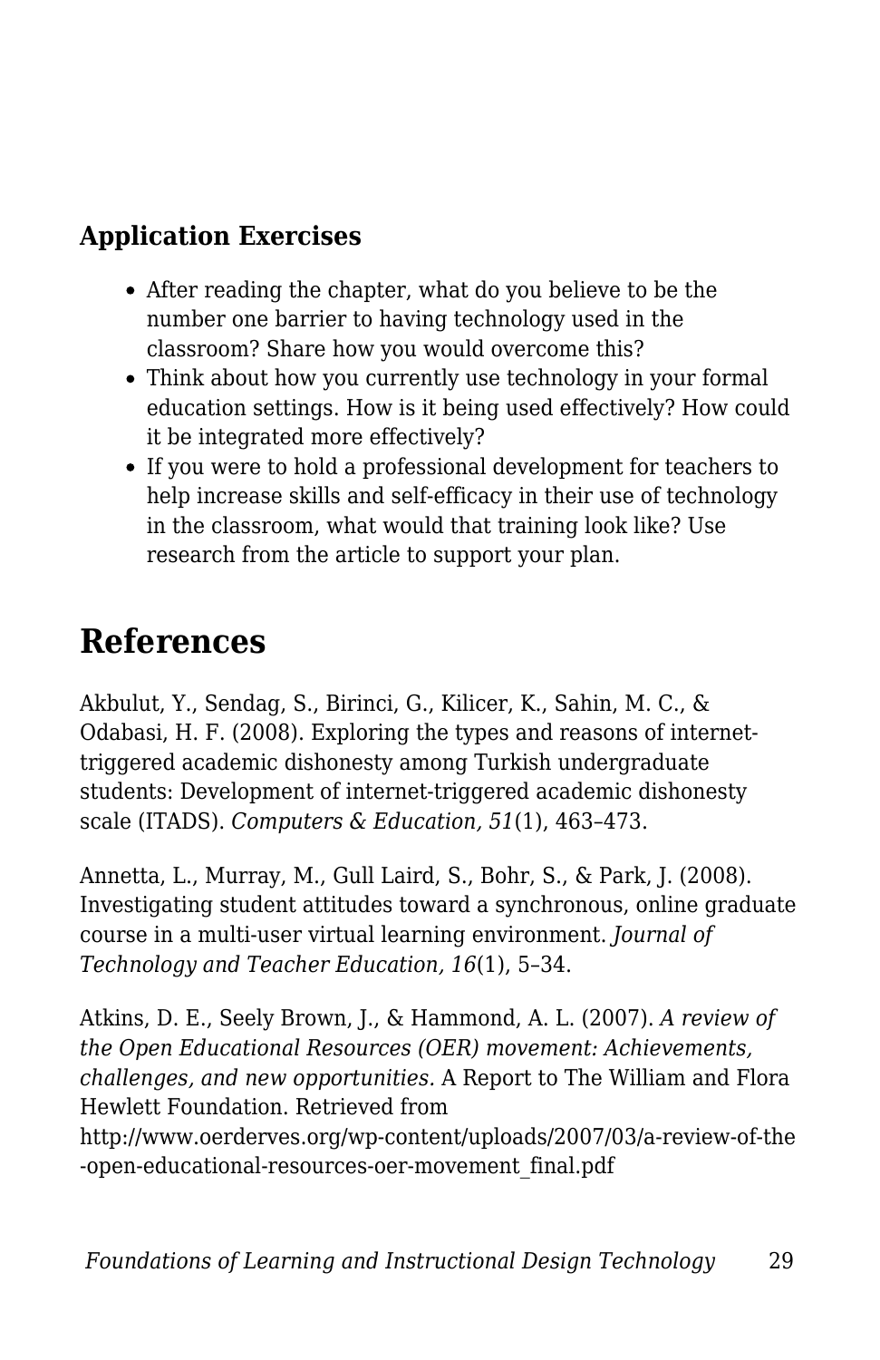### Application Exercises

- After reading the chapter, what do you believe to be the number one barrier to having technology used in the classroom? Share how you would overcome this?
- Think about how you currently use technology in your formal education settings. How is it being used effectively? How could it be integrated more effectively?
- If you were to hold a professional development for teachers to help increase skills and self-efficacy in their use of technology in the classroom, what would that training look like? Use research from the article to support your plan.

## References

Akbulut, Y., Sendag, S., Birinci, G., Kilicer, K., Sahin, M. C., & Odabasi, H. F. (2008). Exploring the types and reasons of internet-triggered academic dishonesty among Turkish undergraduate students: Development of internet-triggered academic dishonesty scale (ITADS). *Computers & Education, 51*(1), 463–473.

Annetta, L., Murray, M., Gull Laird, S., Bohr, S., & Park, J. (2008). Investigating student attitudes toward a synchronous, online graduate course in a multi-user virtual learning environment. *Journal of Technology and Teacher Education, 16*(1), 5–34.

Atkins, D. E., Seely Brown, J., & Hammond, A. L. (2007). *A review of the Open Educational Resources (OER) movement: Achievements, challenges, and new opportunities.* A Report to The William and Flora Hewlett Foundation. Retrieved from http://www.oerderves.org/wp-content/uploads/2007/03/a-review-of-the-open-educational-resources-oer-movement_final.pdf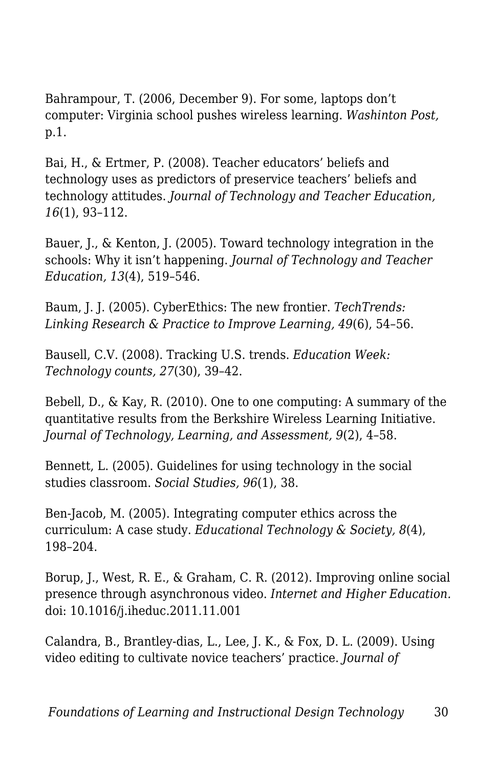Bahrampour, T. (2006, December 9). For some, laptops don't computer: Virginia school pushes wireless learning. *Washinton Post,* p.1.

Bai, H., & Ertmer, P. (2008). Teacher educators' beliefs and technology uses as predictors of preservice teachers' beliefs and technology attitudes. *Journal of Technology and Teacher Education, 16*(1), 93–112.

Bauer, J., & Kenton, J. (2005). Toward technology integration in the schools: Why it isn't happening. *Journal of Technology and Teacher Education, 13*(4), 519–546.

Baum, J. J. (2005). CyberEthics: The new frontier. *TechTrends: Linking Research & Practice to Improve Learning, 49*(6), 54–56.

Bausell, C.V. (2008). Tracking U.S. trends. *Education Week: Technology counts, 27*(30), 39–42.

Bebell, D., & Kay, R. (2010). One to one computing: A summary of the quantitative results from the Berkshire Wireless Learning Initiative. *Journal of Technology, Learning, and Assessment, 9*(2), 4–58.

Bennett, L. (2005). Guidelines for using technology in the social studies classroom. *Social Studies, 96*(1), 38.

Ben-Jacob, M. (2005). Integrating computer ethics across the curriculum: A case study. *Educational Technology & Society, 8*(4), 198–204.

Borup, J., West, R. E., & Graham, C. R. (2012). Improving online social presence through asynchronous video. *Internet and Higher Education.* doi: 10.1016/j.iheduc.2011.11.001

Calandra, B., Brantley-dias, L., Lee, J. K., & Fox, D. L. (2009). Using video editing to cultivate novice teachers' practice. *Journal of*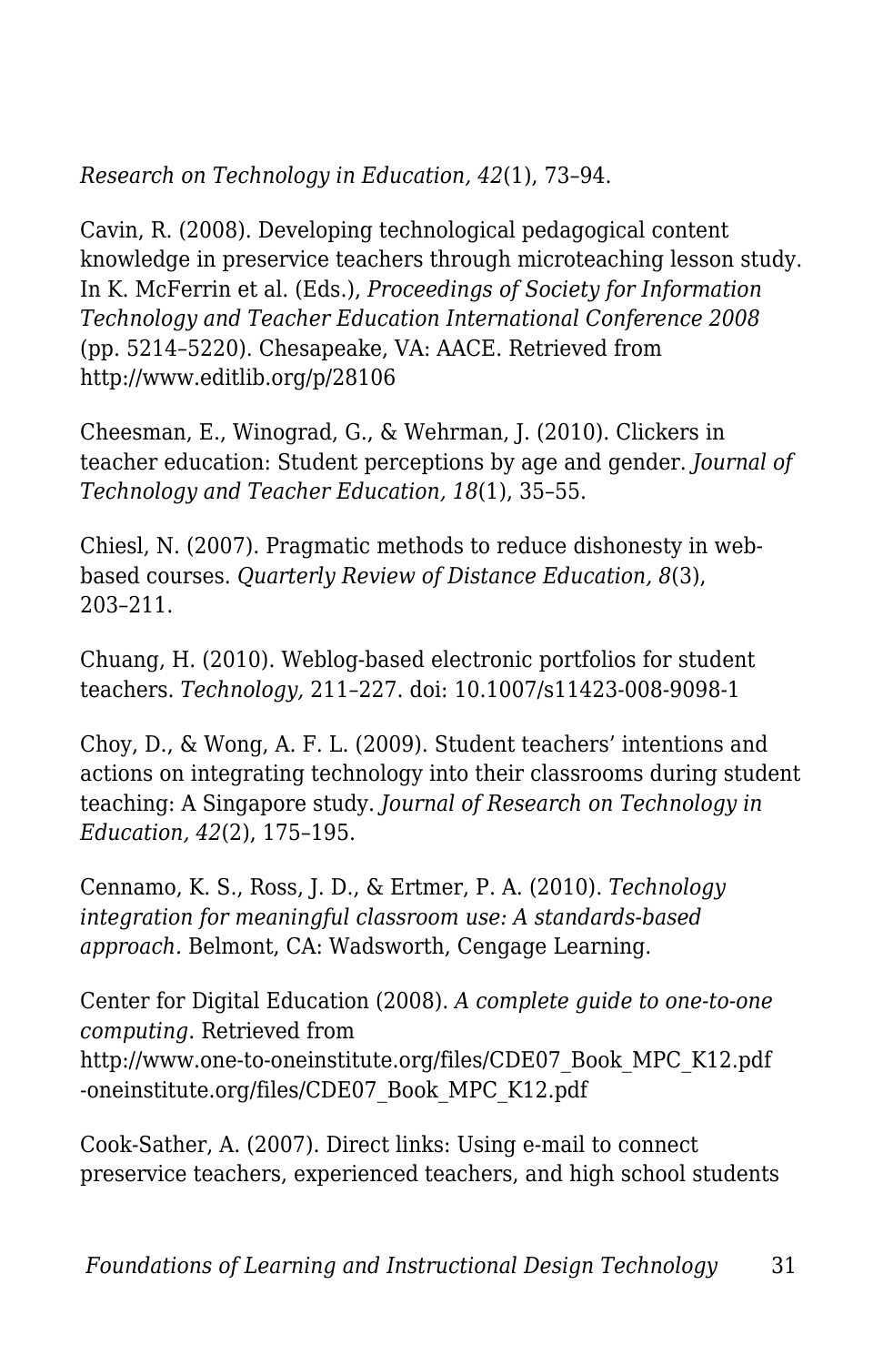*Research on Technology in Education, 42*(1), 73–94.

Cavin, R. (2008). Developing technological pedagogical content knowledge in preservice teachers through microteaching lesson study. In K. McFerrin et al. (Eds.), *Proceedings of Society for Information Technology and Teacher Education International Conference 2008* (pp. 5214–5220). Chesapeake, VA: AACE. Retrieved from http://www.editlib.org/p/28106

Cheesman, E., Winograd, G., & Wehrman, J. (2010). Clickers in teacher education: Student perceptions by age and gender. *Journal of Technology and Teacher Education, 18*(1), 35–55.

Chiesl, N. (2007). Pragmatic methods to reduce dishonesty in web-based courses. *Quarterly Review of Distance Education, 8*(3), 203–211.

Chuang, H. (2010). Weblog-based electronic portfolios for student teachers. *Technology,* 211–227. doi: 10.1007/s11423-008-9098-1

Choy, D., & Wong, A. F. L. (2009). Student teachers' intentions and actions on integrating technology into their classrooms during student teaching: A Singapore study. *Journal of Research on Technology in Education, 42*(2), 175–195.

Cennamo, K. S., Ross, J. D., & Ertmer, P. A. (2010). *Technology integration for meaningful classroom use: A standards-based approach.* Belmont, CA: Wadsworth, Cengage Learning.

Center for Digital Education (2008). *A complete guide to one-to-one computing.* Retrieved from http://www.one-to-oneinstitute.org/files/CDE07_Book_MPC_K12.pdf -oneinstitute.org/files/CDE07_Book_MPC_K12.pdf

Cook-Sather, A. (2007). Direct links: Using e-mail to connect preservice teachers, experienced teachers, and high school students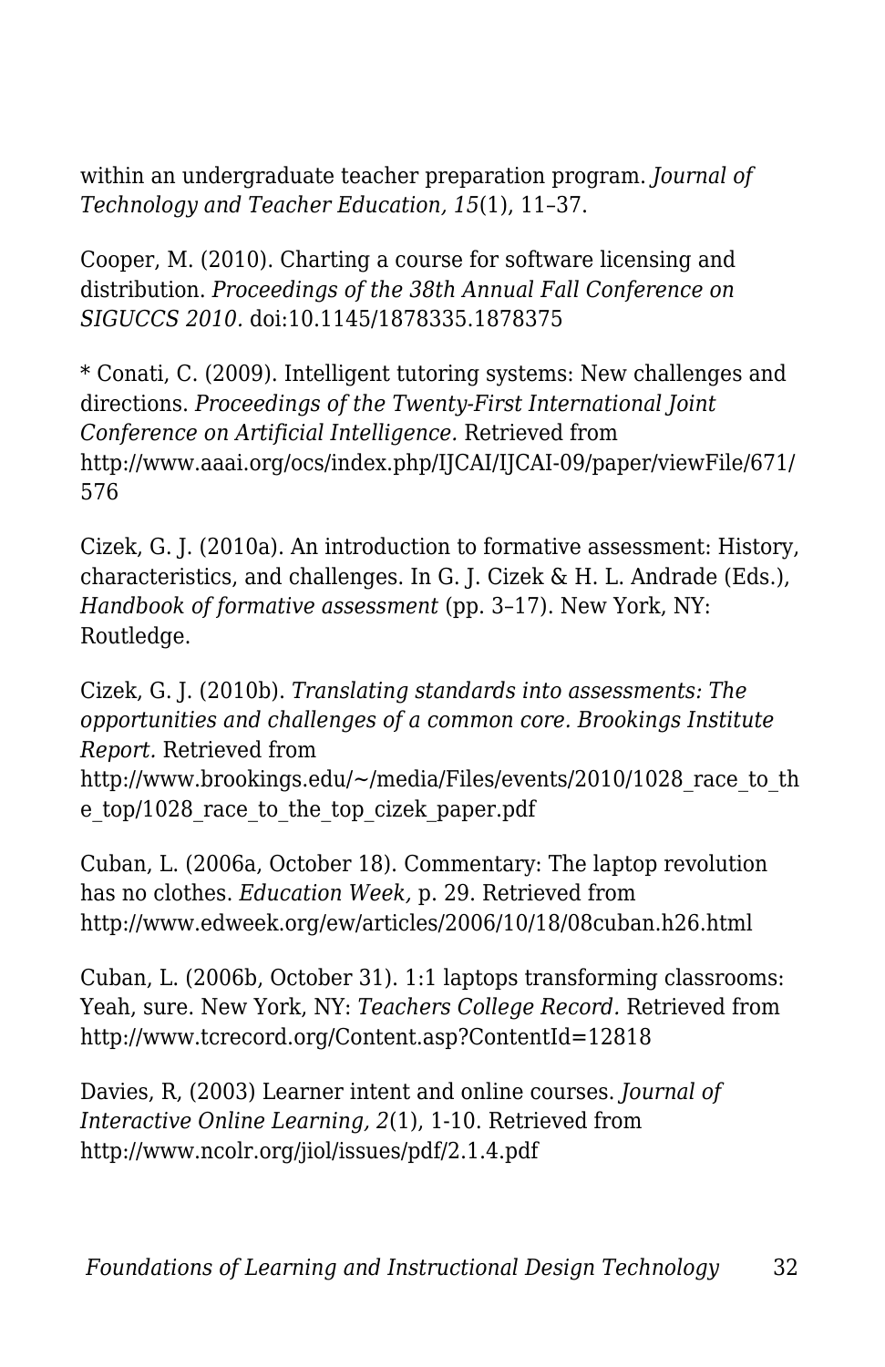within an undergraduate teacher preparation program. *Journal of Technology and Teacher Education, 15*(1), 11–37.

Cooper, M. (2010). Charting a course for software licensing and distribution. *Proceedings of the 38th Annual Fall Conference on SIGUCCS 2010.* doi:10.1145/1878335.1878375

* Conati, C. (2009). Intelligent tutoring systems: New challenges and directions. *Proceedings of the Twenty-First International Joint Conference on Artificial Intelligence.* Retrieved from http://www.aaai.org/ocs/index.php/IJCAI/IJCAI-09/paper/viewFile/671/576

Cizek, G. J. (2010a). An introduction to formative assessment: History, characteristics, and challenges. In G. J. Cizek & H. L. Andrade (Eds.), *Handbook of formative assessment* (pp. 3–17). New York, NY: Routledge.

Cizek, G. J. (2010b). *Translating standards into assessments: The opportunities and challenges of a common core. Brookings Institute Report.* Retrieved from http://www.brookings.edu/~/media/Files/events/2010/1028_race_to_the_top/1028_race_to_the_top_cizek_paper.pdf

Cuban, L. (2006a, October 18). Commentary: The laptop revolution has no clothes. *Education Week,* p. 29. Retrieved from http://www.edweek.org/ew/articles/2006/10/18/08cuban.h26.html

Cuban, L. (2006b, October 31). 1:1 laptops transforming classrooms: Yeah, sure. New York, NY: *Teachers College Record.* Retrieved from http://www.tcrecord.org/Content.asp?ContentId=12818

Davies, R, (2003) Learner intent and online courses. *Journal of Interactive Online Learning, 2*(1), 1-10. Retrieved from http://www.ncolr.org/jiol/issues/pdf/2.1.4.pdf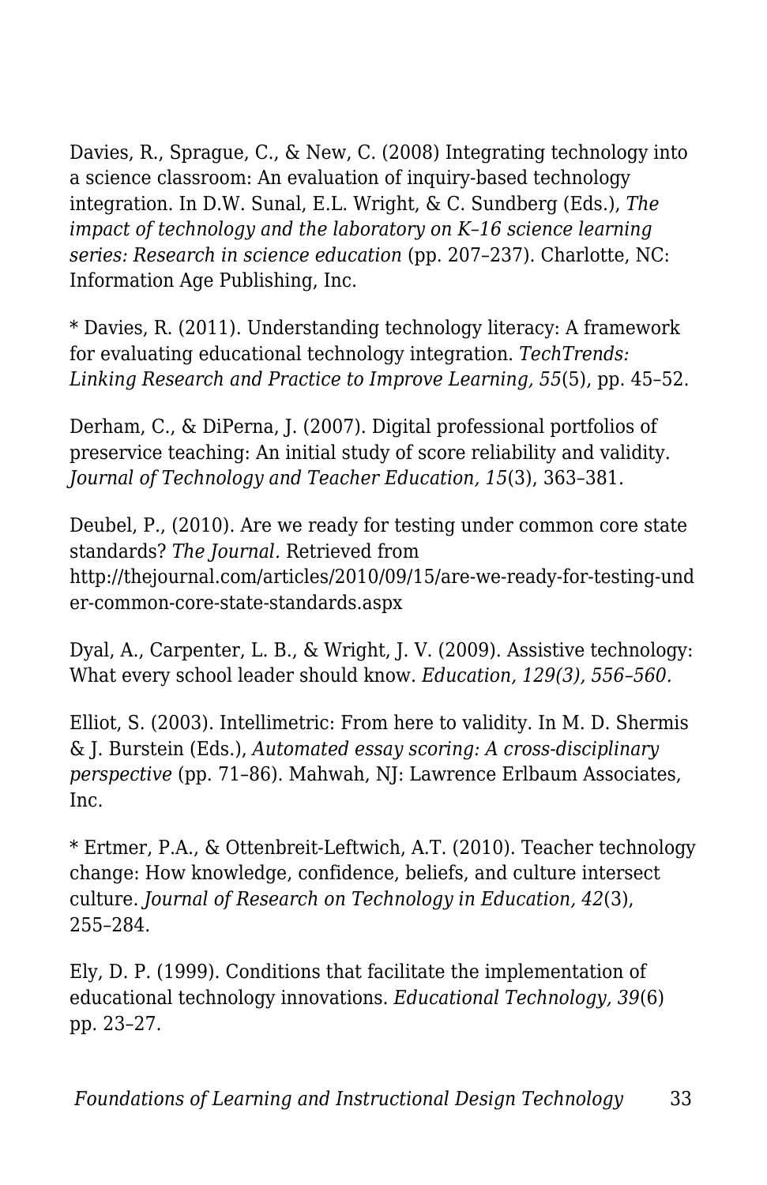Davies, R., Sprague, C., & New, C. (2008) Integrating technology into a science classroom: An evaluation of inquiry-based technology integration. In D.W. Sunal, E.L. Wright, & C. Sundberg (Eds.), *The impact of technology and the laboratory on K–16 science learning series: Research in science education* (pp. 207–237). Charlotte, NC: Information Age Publishing, Inc.

* Davies, R. (2011). Understanding technology literacy: A framework for evaluating educational technology integration. *TechTrends: Linking Research and Practice to Improve Learning, 55*(5), pp. 45–52.

Derham, C., & DiPerna, J. (2007). Digital professional portfolios of preservice teaching: An initial study of score reliability and validity. *Journal of Technology and Teacher Education, 15*(3), 363–381.

Deubel, P., (2010). Are we ready for testing under common core state standards? *The Journal.* Retrieved from http://thejournal.com/articles/2010/09/15/are-we-ready-for-testing-under-common-core-state-standards.aspx

Dyal, A., Carpenter, L. B., & Wright, J. V. (2009). Assistive technology: What every school leader should know. *Education, 129(3), 556–560.*

Elliot, S. (2003). Intellimetric: From here to validity. In M. D. Shermis & J. Burstein (Eds.), *Automated essay scoring: A cross-disciplinary perspective* (pp. 71–86). Mahwah, NJ: Lawrence Erlbaum Associates, Inc.

* Ertmer, P.A., & Ottenbreit-Leftwich, A.T. (2010). Teacher technology change: How knowledge, confidence, beliefs, and culture intersect culture. *Journal of Research on Technology in Education, 42*(3), 255–284.

Ely, D. P. (1999). Conditions that facilitate the implementation of educational technology innovations. *Educational Technology, 39*(6) pp. 23–27.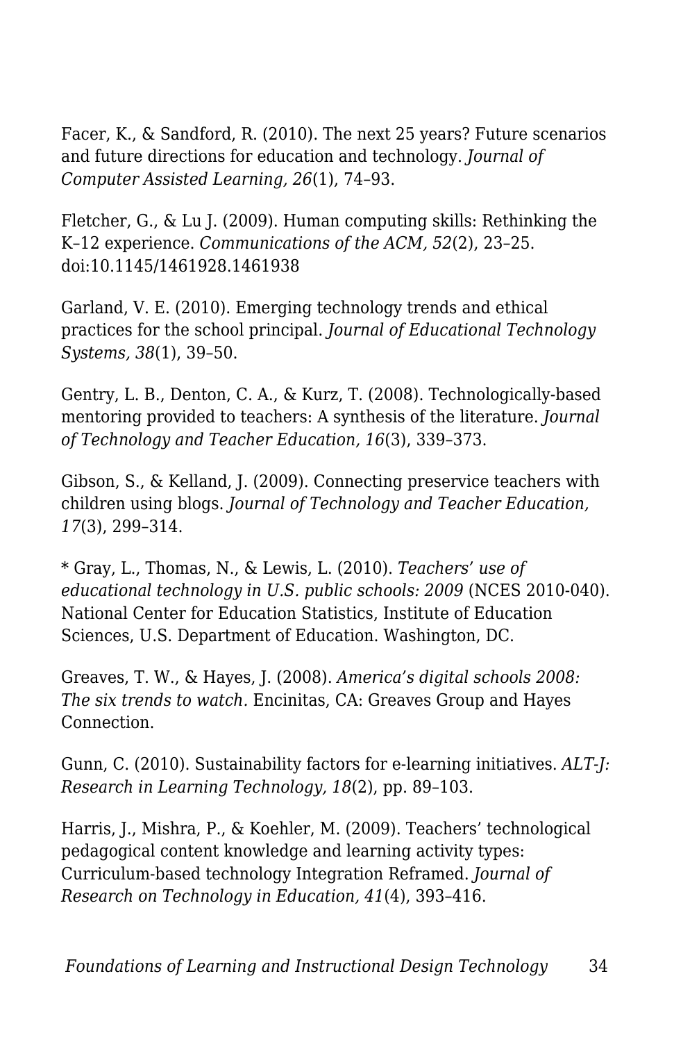Facer, K., & Sandford, R. (2010). The next 25 years? Future scenarios and future directions for education and technology. *Journal of Computer Assisted Learning, 26*(1), 74–93.

Fletcher, G., & Lu J. (2009). Human computing skills: Rethinking the K–12 experience. *Communications of the ACM, 52*(2), 23–25. doi:10.1145/1461928.1461938

Garland, V. E. (2010). Emerging technology trends and ethical practices for the school principal. *Journal of Educational Technology Systems, 38*(1), 39–50.

Gentry, L. B., Denton, C. A., & Kurz, T. (2008). Technologically-based mentoring provided to teachers: A synthesis of the literature. *Journal of Technology and Teacher Education, 16*(3), 339–373.

Gibson, S., & Kelland, J. (2009). Connecting preservice teachers with children using blogs. *Journal of Technology and Teacher Education, 17*(3), 299–314.

* Gray, L., Thomas, N., & Lewis, L. (2010). *Teachers' use of educational technology in U.S. public schools: 2009* (NCES 2010-040). National Center for Education Statistics, Institute of Education Sciences, U.S. Department of Education. Washington, DC.

Greaves, T. W., & Hayes, J. (2008). *America's digital schools 2008: The six trends to watch.* Encinitas, CA: Greaves Group and Hayes Connection.

Gunn, C. (2010). Sustainability factors for e-learning initiatives. *ALT-J: Research in Learning Technology, 18*(2), pp. 89–103.

Harris, J., Mishra, P., & Koehler, M. (2009). Teachers' technological pedagogical content knowledge and learning activity types: Curriculum-based technology Integration Reframed. *Journal of Research on Technology in Education, 41*(4), 393–416.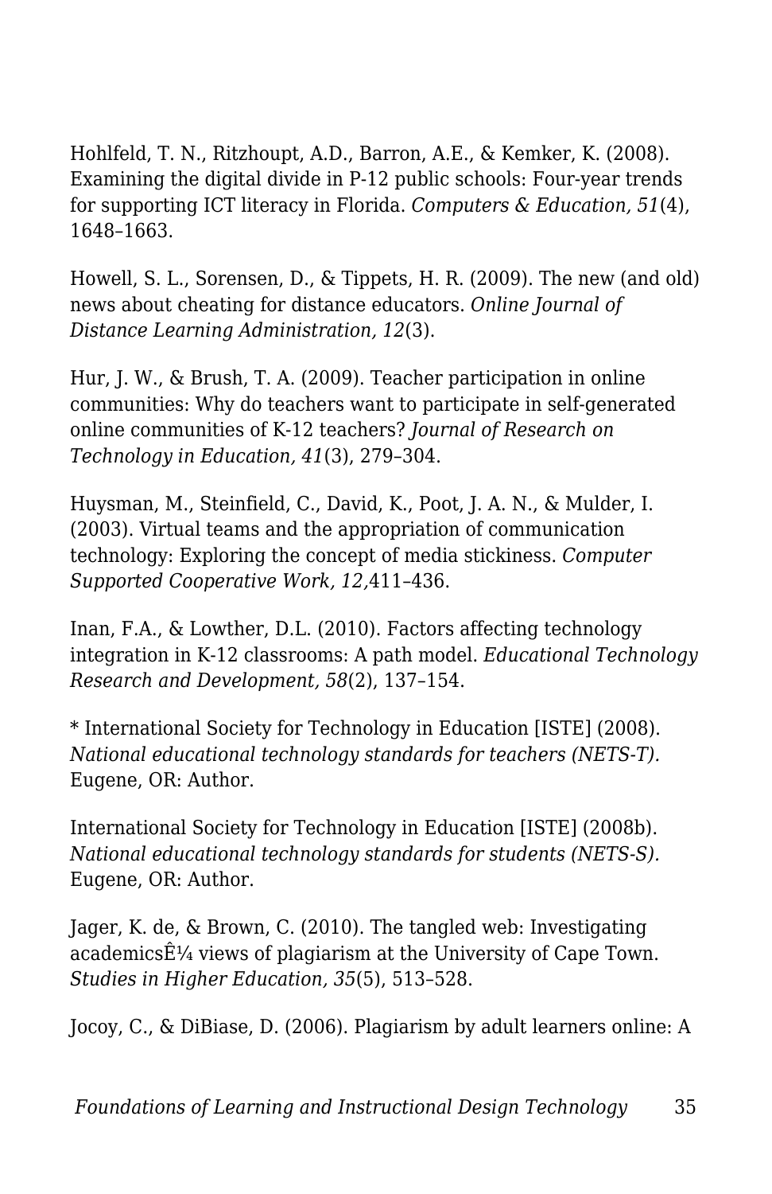Hohlfeld, T. N., Ritzhoupt, A.D., Barron, A.E., & Kemker, K. (2008). Examining the digital divide in P-12 public schools: Four-year trends for supporting ICT literacy in Florida. *Computers & Education, 51*(4), 1648–1663.

Howell, S. L., Sorensen, D., & Tippets, H. R. (2009). The new (and old) news about cheating for distance educators. *Online Journal of Distance Learning Administration, 12*(3).

Hur, J. W., & Brush, T. A. (2009). Teacher participation in online communities: Why do teachers want to participate in self-generated online communities of K-12 teachers? *Journal of Research on Technology in Education, 41*(3), 279–304.

Huysman, M., Steinfield, C., David, K., Poot, J. A. N., & Mulder, I. (2003). Virtual teams and the appropriation of communication technology: Exploring the concept of media stickiness. *Computer Supported Cooperative Work, 12,*411–436.

Inan, F.A., & Lowther, D.L. (2010). Factors affecting technology integration in K-12 classrooms: A path model. *Educational Technology Research and Development, 58*(2), 137–154.

* International Society for Technology in Education [ISTE] (2008). *National educational technology standards for teachers (NETS-T).* Eugene, OR: Author.

International Society for Technology in Education [ISTE] (2008b). *National educational technology standards for students (NETS-S).* Eugene, OR: Author.

Jager, K. de, & Brown, C. (2010). The tangled web: Investigating academicsÊ¼ views of plagiarism at the University of Cape Town. *Studies in Higher Education, 35*(5), 513–528.

Jocoy, C., & DiBiase, D. (2006). Plagiarism by adult learners online: A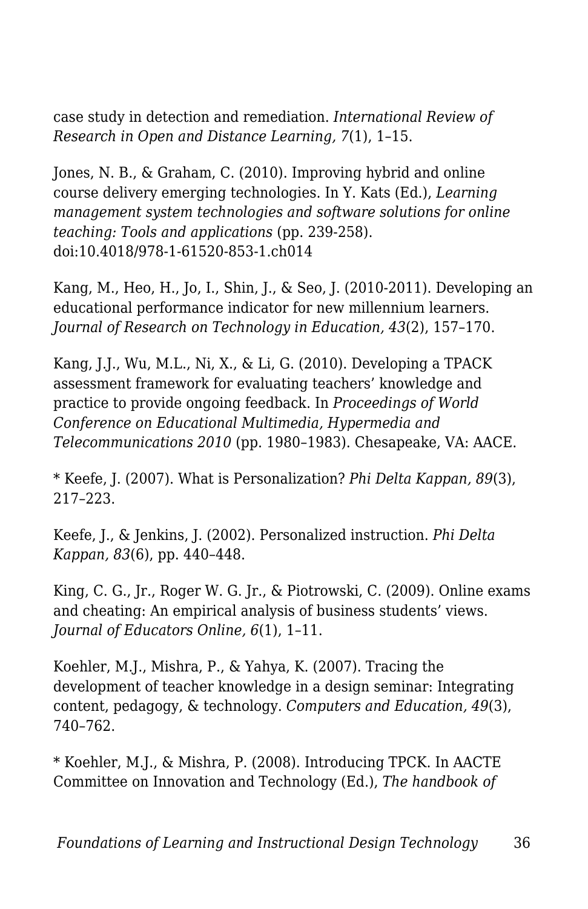case study in detection and remediation. *International Review of Research in Open and Distance Learning, 7*(1), 1–15.

Jones, N. B., & Graham, C. (2010). Improving hybrid and online course delivery emerging technologies. In Y. Kats (Ed.), *Learning management system technologies and software solutions for online teaching: Tools and applications* (pp. 239-258). doi:10.4018/978-1-61520-853-1.ch014

Kang, M., Heo, H., Jo, I., Shin, J., & Seo, J. (2010-2011). Developing an educational performance indicator for new millennium learners. *Journal of Research on Technology in Education, 43*(2), 157–170.

Kang, J.J., Wu, M.L., Ni, X., & Li, G. (2010). Developing a TPACK assessment framework for evaluating teachers' knowledge and practice to provide ongoing feedback. In *Proceedings of World Conference on Educational Multimedia, Hypermedia and Telecommunications 2010* (pp. 1980–1983). Chesapeake, VA: AACE.

* Keefe, J. (2007). What is Personalization? *Phi Delta Kappan, 89*(3), 217–223.

Keefe, J., & Jenkins, J. (2002). Personalized instruction. *Phi Delta Kappan, 83*(6), pp. 440–448.

King, C. G., Jr., Roger W. G. Jr., & Piotrowski, C. (2009). Online exams and cheating: An empirical analysis of business students' views. *Journal of Educators Online, 6*(1), 1–11.

Koehler, M.J., Mishra, P., & Yahya, K. (2007). Tracing the development of teacher knowledge in a design seminar: Integrating content, pedagogy, & technology. *Computers and Education, 49*(3), 740–762.

* Koehler, M.J., & Mishra, P. (2008). Introducing TPCK. In AACTE Committee on Innovation and Technology (Ed.), *The handbook of*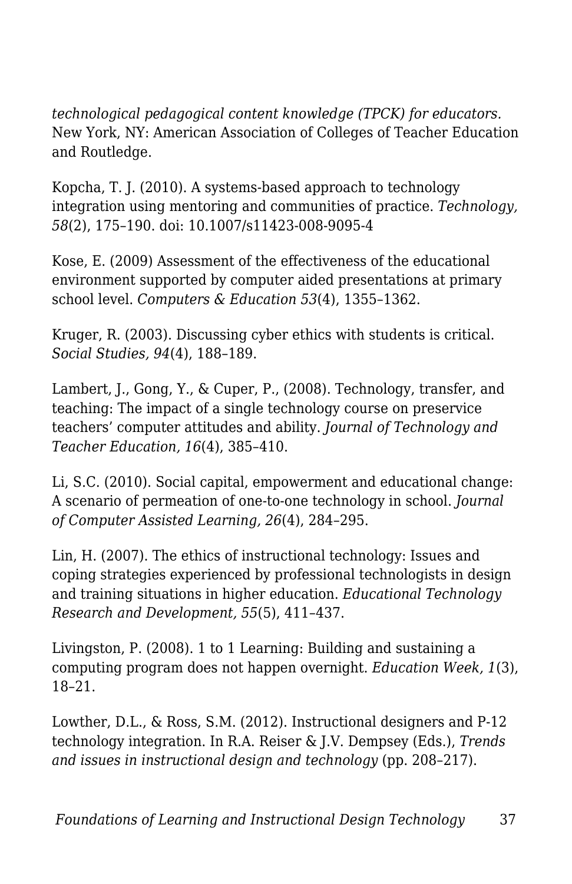*technological pedagogical content knowledge (TPCK) for educators.* New York, NY: American Association of Colleges of Teacher Education and Routledge.

Kopcha, T. J. (2010). A systems-based approach to technology integration using mentoring and communities of practice. *Technology, 58*(2), 175–190. doi: 10.1007/s11423-008-9095-4

Kose, E. (2009) Assessment of the effectiveness of the educational environment supported by computer aided presentations at primary school level. *Computers & Education 53*(4), 1355–1362.

Kruger, R. (2003). Discussing cyber ethics with students is critical. *Social Studies, 94*(4), 188–189.

Lambert, J., Gong, Y., & Cuper, P., (2008). Technology, transfer, and teaching: The impact of a single technology course on preservice teachers' computer attitudes and ability. *Journal of Technology and Teacher Education, 16*(4), 385–410.

Li, S.C. (2010). Social capital, empowerment and educational change: A scenario of permeation of one-to-one technology in school. *Journal of Computer Assisted Learning, 26*(4), 284–295.

Lin, H. (2007). The ethics of instructional technology: Issues and coping strategies experienced by professional technologists in design and training situations in higher education. *Educational Technology Research and Development, 55*(5), 411–437.

Livingston, P. (2008). 1 to 1 Learning: Building and sustaining a computing program does not happen overnight. *Education Week, 1*(3), 18–21.

Lowther, D.L., & Ross, S.M. (2012). Instructional designers and P-12 technology integration. In R.A. Reiser & J.V. Dempsey (Eds.), *Trends and issues in instructional design and technology* (pp. 208–217).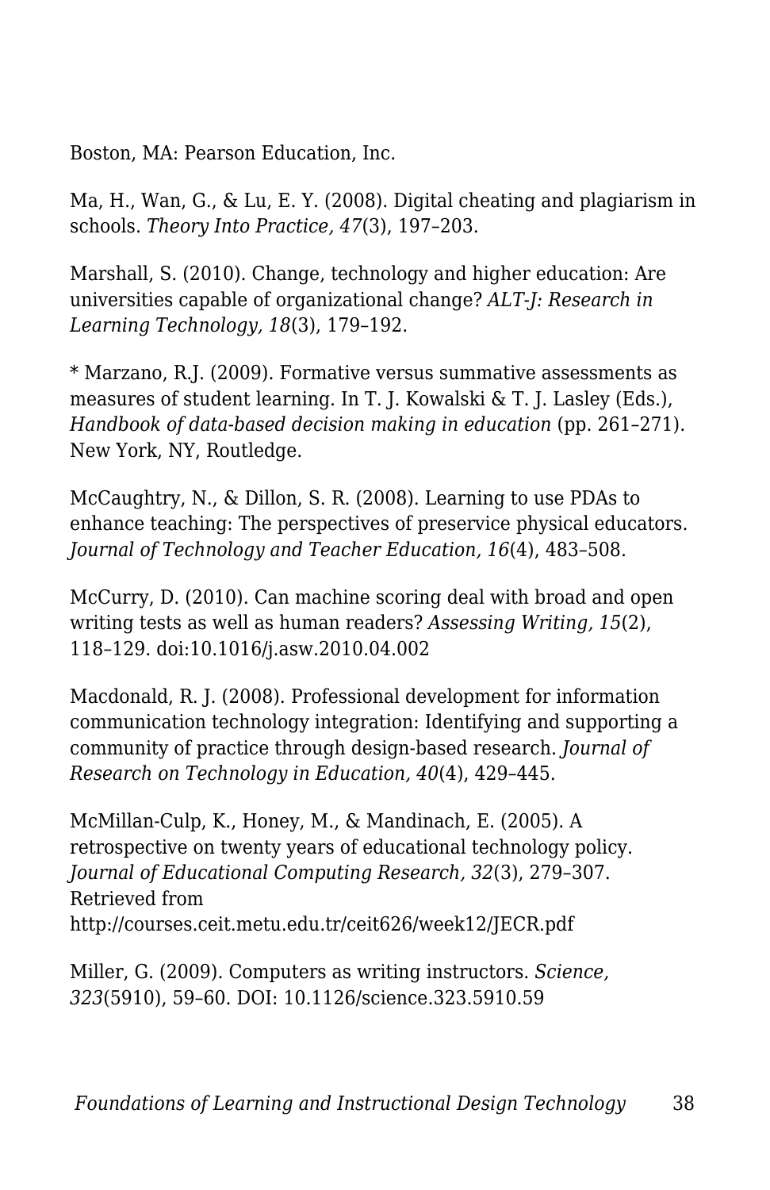Boston, MA: Pearson Education, Inc.

Ma, H., Wan, G., & Lu, E. Y. (2008). Digital cheating and plagiarism in schools. *Theory Into Practice, 47*(3), 197–203.

Marshall, S. (2010). Change, technology and higher education: Are universities capable of organizational change? *ALT-J: Research in Learning Technology, 18*(3), 179–192.

* Marzano, R.J. (2009). Formative versus summative assessments as measures of student learning. In T. J. Kowalski & T. J. Lasley (Eds.), *Handbook of data-based decision making in education* (pp. 261–271). New York, NY, Routledge.

McCaughtry, N., & Dillon, S. R. (2008). Learning to use PDAs to enhance teaching: The perspectives of preservice physical educators. *Journal of Technology and Teacher Education, 16*(4), 483–508.

McCurry, D. (2010). Can machine scoring deal with broad and open writing tests as well as human readers? *Assessing Writing, 15*(2), 118–129. doi:10.1016/j.asw.2010.04.002

Macdonald, R. J. (2008). Professional development for information communication technology integration: Identifying and supporting a community of practice through design-based research. *Journal of Research on Technology in Education, 40*(4), 429–445.

McMillan-Culp, K., Honey, M., & Mandinach, E. (2005). A retrospective on twenty years of educational technology policy. *Journal of Educational Computing Research, 32*(3), 279–307. Retrieved from http://courses.ceit.metu.edu.tr/ceit626/week12/JECR.pdf

Miller, G. (2009). Computers as writing instructors. *Science, 323*(5910), 59–60. DOI: 10.1126/science.323.5910.59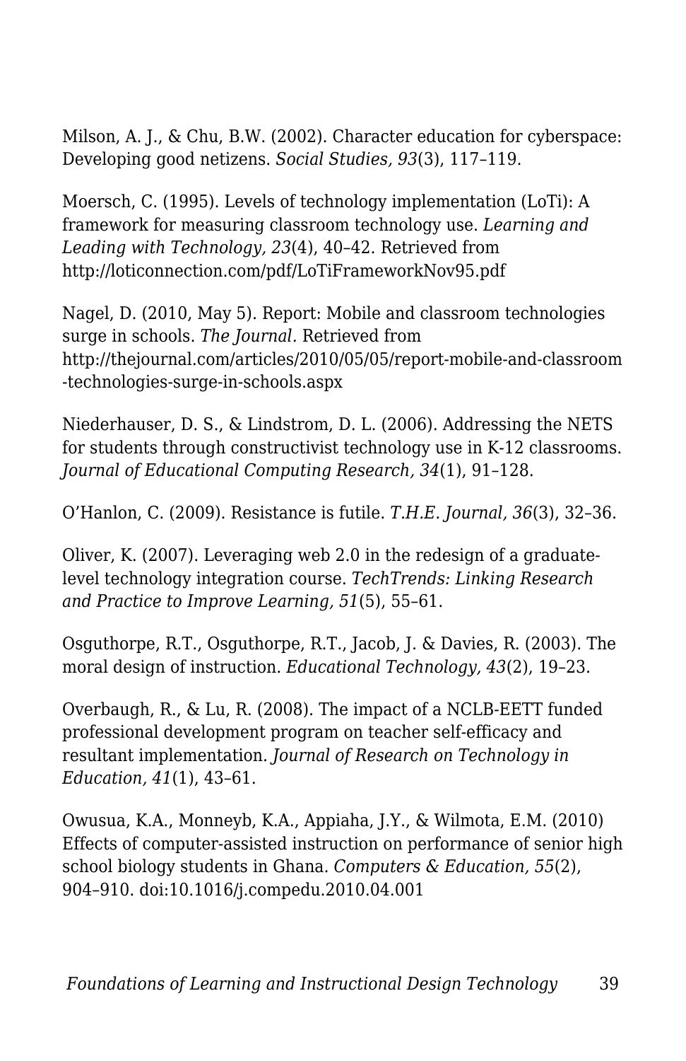Milson, A. J., & Chu, B.W. (2002). Character education for cyberspace: Developing good netizens. *Social Studies, 93*(3), 117–119.

Moersch, C. (1995). Levels of technology implementation (LoTi): A framework for measuring classroom technology use. *Learning and Leading with Technology, 23*(4), 40–42. Retrieved from http://loticonnection.com/pdf/LoTiFrameworkNov95.pdf

Nagel, D. (2010, May 5). Report: Mobile and classroom technologies surge in schools. *The Journal.* Retrieved from http://thejournal.com/articles/2010/05/05/report-mobile-and-classroom-technologies-surge-in-schools.aspx

Niederhauser, D. S., & Lindstrom, D. L. (2006). Addressing the NETS for students through constructivist technology use in K-12 classrooms. *Journal of Educational Computing Research, 34*(1), 91–128.

O'Hanlon, C. (2009). Resistance is futile. *T.H.E. Journal, 36*(3), 32–36.

Oliver, K. (2007). Leveraging web 2.0 in the redesign of a graduate-level technology integration course. *TechTrends: Linking Research and Practice to Improve Learning, 51*(5), 55–61.

Osguthorpe, R.T., Osguthorpe, R.T., Jacob, J. & Davies, R. (2003). The moral design of instruction. *Educational Technology, 43*(2), 19–23.

Overbaugh, R., & Lu, R. (2008). The impact of a NCLB-EETT funded professional development program on teacher self-efficacy and resultant implementation. *Journal of Research on Technology in Education, 41*(1), 43–61.

Owusua, K.A., Monneyb, K.A., Appiaha, J.Y., & Wilmota, E.M. (2010) Effects of computer-assisted instruction on performance of senior high school biology students in Ghana. *Computers & Education, 55*(2), 904–910. doi:10.1016/j.compedu.2010.04.001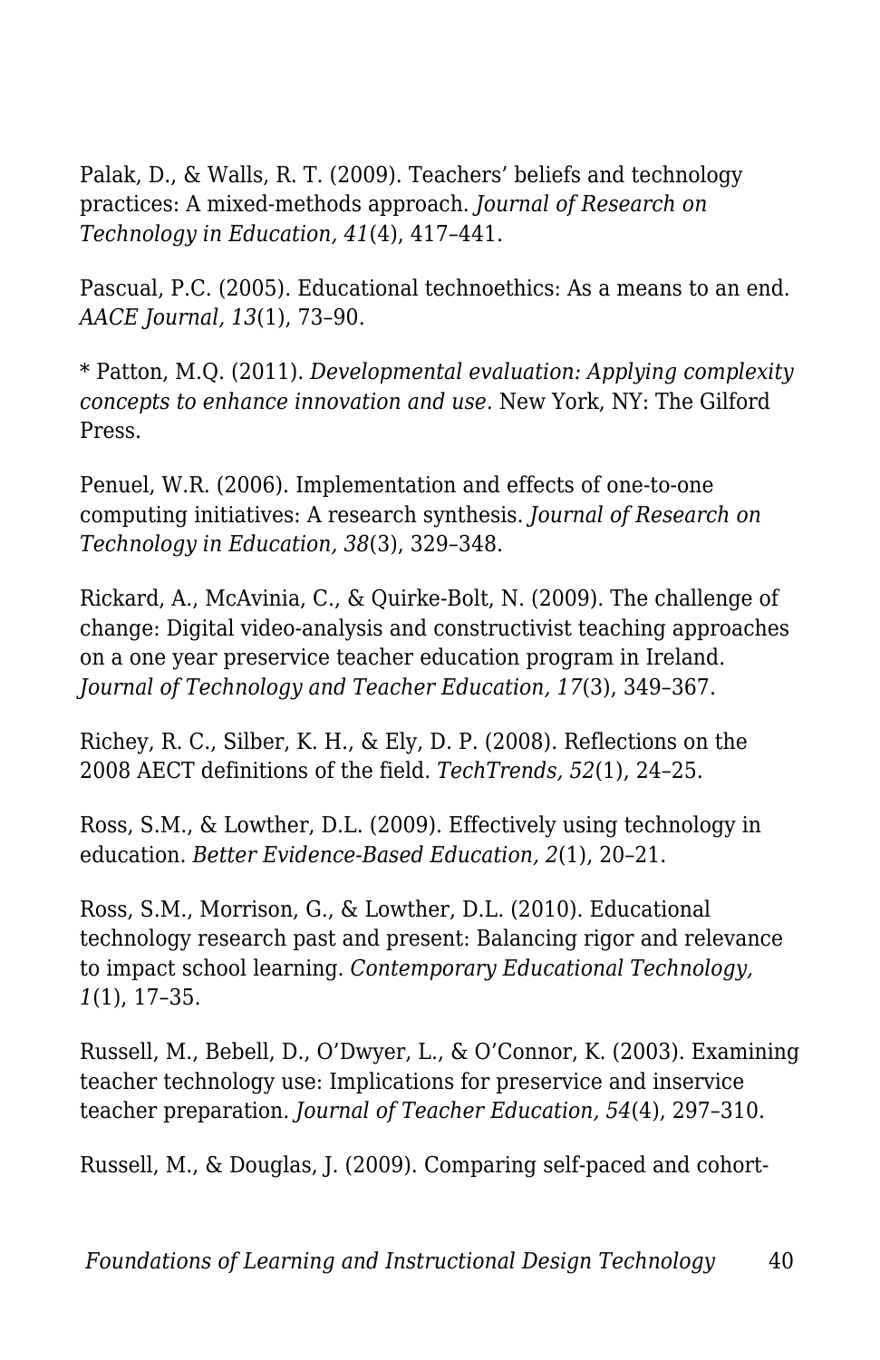Palak, D., & Walls, R. T. (2009). Teachers' beliefs and technology practices: A mixed-methods approach. *Journal of Research on Technology in Education, 41*(4), 417–441.

Pascual, P.C. (2005). Educational technoethics: As a means to an end. *AACE Journal, 13*(1), 73–90.

* Patton, M.Q. (2011). *Developmental evaluation: Applying complexity concepts to enhance innovation and use.* New York, NY: The Gilford Press.

Penuel, W.R. (2006). Implementation and effects of one-to-one computing initiatives: A research synthesis. *Journal of Research on Technology in Education, 38*(3), 329–348.

Rickard, A., McAvinia, C., & Quirke-Bolt, N. (2009). The challenge of change: Digital video-analysis and constructivist teaching approaches on a one year preservice teacher education program in Ireland. *Journal of Technology and Teacher Education, 17*(3), 349–367.

Richey, R. C., Silber, K. H., & Ely, D. P. (2008). Reflections on the 2008 AECT definitions of the field. *TechTrends, 52*(1), 24–25.

Ross, S.M., & Lowther, D.L. (2009). Effectively using technology in education. *Better Evidence-Based Education, 2*(1), 20–21.

Ross, S.M., Morrison, G., & Lowther, D.L. (2010). Educational technology research past and present: Balancing rigor and relevance to impact school learning. *Contemporary Educational Technology, 1*(1), 17–35.

Russell, M., Bebell, D., O'Dwyer, L., & O'Connor, K. (2003). Examining teacher technology use: Implications for preservice and inservice teacher preparation. *Journal of Teacher Education, 54*(4), 297–310.

Russell, M., & Douglas, J. (2009). Comparing self-paced and cohort-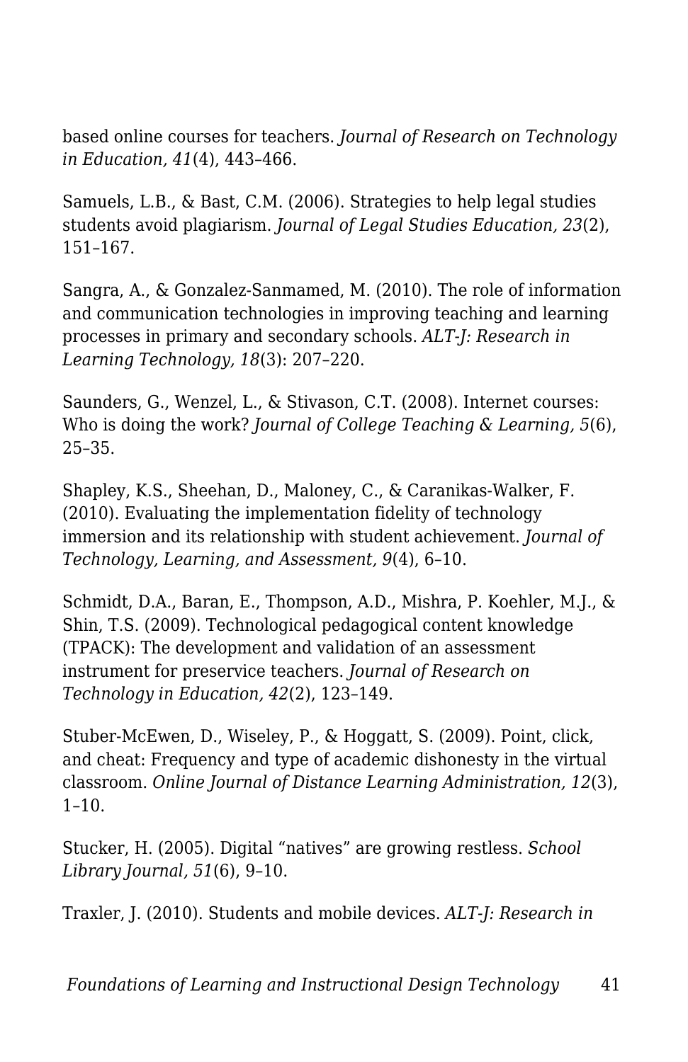based online courses for teachers. *Journal of Research on Technology in Education, 41*(4), 443–466.

Samuels, L.B., & Bast, C.M. (2006). Strategies to help legal studies students avoid plagiarism. *Journal of Legal Studies Education, 23*(2), 151–167.

Sangra, A., & Gonzalez-Sanmamed, M. (2010). The role of information and communication technologies in improving teaching and learning processes in primary and secondary schools. *ALT-J: Research in Learning Technology, 18*(3): 207–220.

Saunders, G., Wenzel, L., & Stivason, C.T. (2008). Internet courses: Who is doing the work? *Journal of College Teaching & Learning, 5*(6), 25–35.

Shapley, K.S., Sheehan, D., Maloney, C., & Caranikas-Walker, F. (2010). Evaluating the implementation fidelity of technology immersion and its relationship with student achievement. *Journal of Technology, Learning, and Assessment, 9*(4), 6–10.

Schmidt, D.A., Baran, E., Thompson, A.D., Mishra, P. Koehler, M.J., & Shin, T.S. (2009). Technological pedagogical content knowledge (TPACK): The development and validation of an assessment instrument for preservice teachers. *Journal of Research on Technology in Education, 42*(2), 123–149.

Stuber-McEwen, D., Wiseley, P., & Hoggatt, S. (2009). Point, click, and cheat: Frequency and type of academic dishonesty in the virtual classroom. *Online Journal of Distance Learning Administration, 12*(3), 1–10.

Stucker, H. (2005). Digital "natives" are growing restless. *School Library Journal, 51*(6), 9–10.

Traxler, J. (2010). Students and mobile devices. *ALT-J: Research in*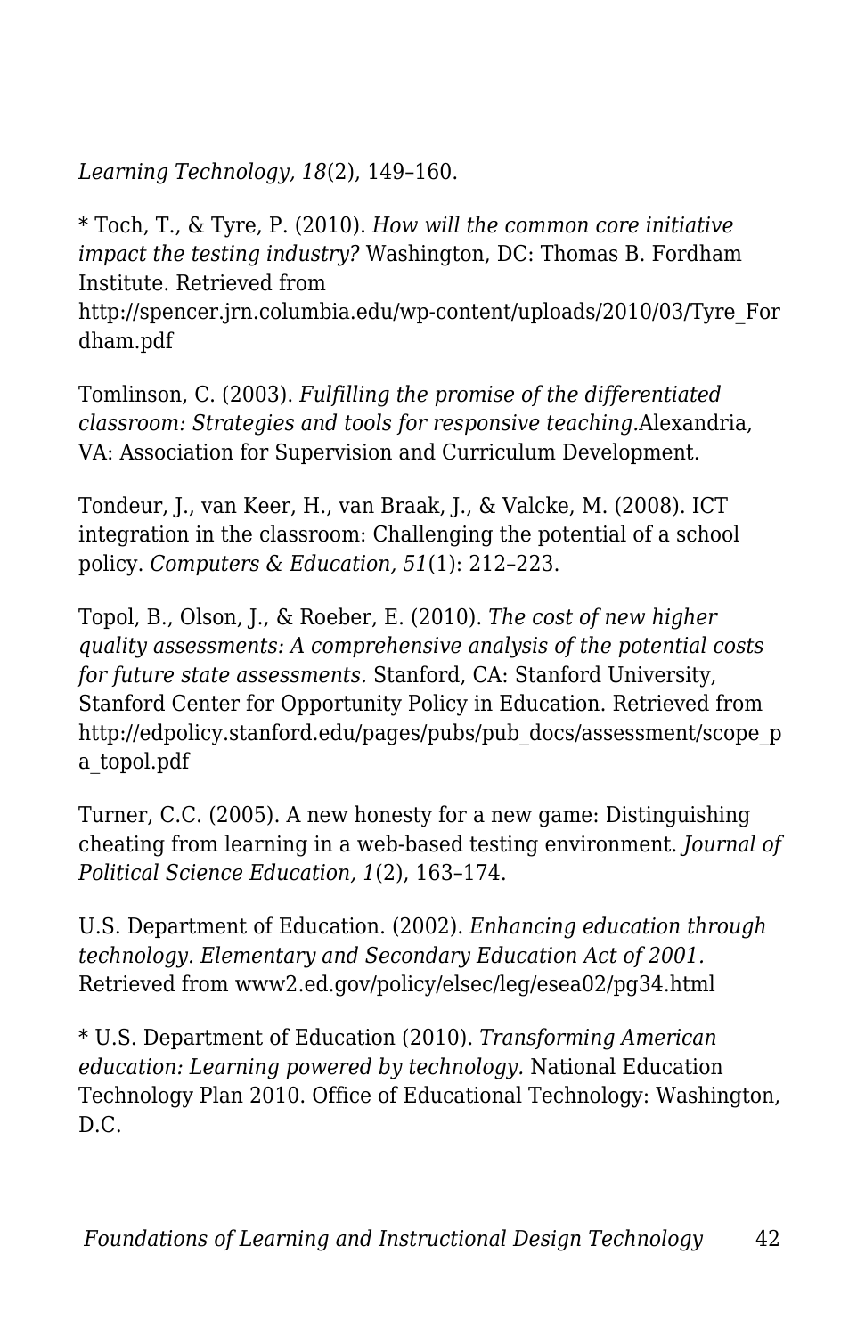*Learning Technology, 18*(2), 149–160.

* Toch, T., & Tyre, P. (2010). *How will the common core initiative impact the testing industry?* Washington, DC: Thomas B. Fordham Institute. Retrieved from http://spencer.jrn.columbia.edu/wp-content/uploads/2010/03/Tyre_Fordham.pdf

Tomlinson, C. (2003). *Fulfilling the promise of the differentiated classroom: Strategies and tools for responsive teaching.*Alexandria, VA: Association for Supervision and Curriculum Development.

Tondeur, J., van Keer, H., van Braak, J., & Valcke, M. (2008). ICT integration in the classroom: Challenging the potential of a school policy. *Computers & Education, 51*(1): 212–223.

Topol, B., Olson, J., & Roeber, E. (2010). *The cost of new higher quality assessments: A comprehensive analysis of the potential costs for future state assessments.* Stanford, CA: Stanford University, Stanford Center for Opportunity Policy in Education. Retrieved from http://edpolicy.stanford.edu/pages/pubs/pub_docs/assessment/scope_pa_topol.pdf

Turner, C.C. (2005). A new honesty for a new game: Distinguishing cheating from learning in a web-based testing environment. *Journal of Political Science Education, 1*(2), 163–174.

U.S. Department of Education. (2002). *Enhancing education through technology. Elementary and Secondary Education Act of 2001.* Retrieved from www2.ed.gov/policy/elsec/leg/esea02/pg34.html

* U.S. Department of Education (2010). *Transforming American education: Learning powered by technology.* National Education Technology Plan 2010. Office of Educational Technology: Washington, D.C.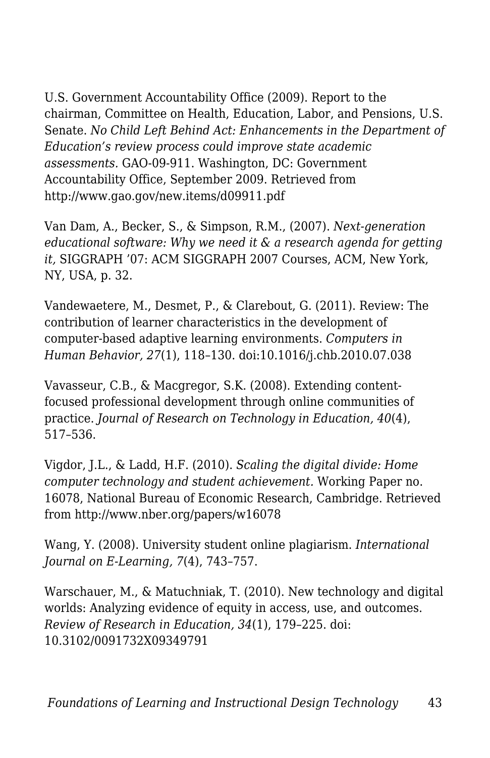U.S. Government Accountability Office (2009). Report to the chairman, Committee on Health, Education, Labor, and Pensions, U.S. Senate. *No Child Left Behind Act: Enhancements in the Department of Education's review process could improve state academic assessments.* GAO-09-911. Washington, DC: Government Accountability Office, September 2009. Retrieved from http://www.gao.gov/new.items/d09911.pdf

Van Dam, A., Becker, S., & Simpson, R.M., (2007). *Next-generation educational software: Why we need it & a research agenda for getting it,* SIGGRAPH '07: ACM SIGGRAPH 2007 Courses, ACM, New York, NY, USA, p. 32.

Vandewaetere, M., Desmet, P., & Clarebout, G. (2011). Review: The contribution of learner characteristics in the development of computer-based adaptive learning environments. *Computers in Human Behavior, 27*(1), 118–130. doi:10.1016/j.chb.2010.07.038

Vavasseur, C.B., & Macgregor, S.K. (2008). Extending content-focused professional development through online communities of practice. *Journal of Research on Technology in Education, 40*(4), 517–536.

Vigdor, J.L., & Ladd, H.F. (2010). *Scaling the digital divide: Home computer technology and student achievement.* Working Paper no. 16078, National Bureau of Economic Research, Cambridge. Retrieved from http://www.nber.org/papers/w16078

Wang, Y. (2008). University student online plagiarism. *International Journal on E-Learning, 7*(4), 743–757.

Warschauer, M., & Matuchniak, T. (2010). New technology and digital worlds: Analyzing evidence of equity in access, use, and outcomes. *Review of Research in Education, 34*(1), 179–225. doi: 10.3102/0091732X09349791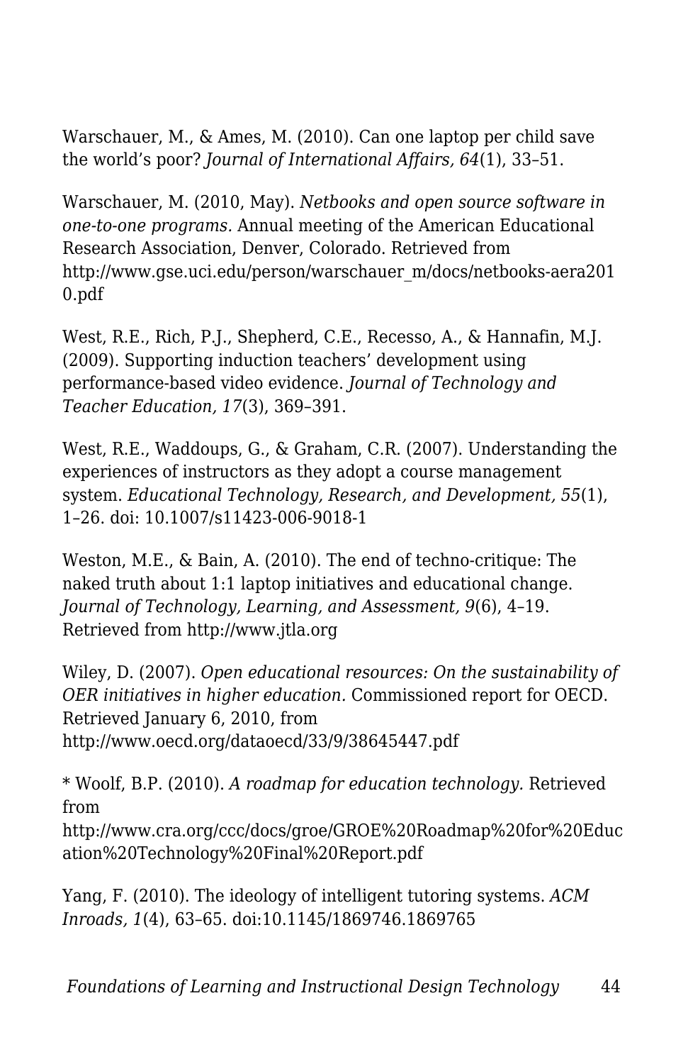Warschauer, M., & Ames, M. (2010). Can one laptop per child save the world's poor? *Journal of International Affairs, 64*(1), 33–51.

Warschauer, M. (2010, May). *Netbooks and open source software in one-to-one programs.* Annual meeting of the American Educational Research Association, Denver, Colorado. Retrieved from http://www.gse.uci.edu/person/warschauer_m/docs/netbooks-aera2010.pdf

West, R.E., Rich, P.J., Shepherd, C.E., Recesso, A., & Hannafin, M.J. (2009). Supporting induction teachers' development using performance-based video evidence. *Journal of Technology and Teacher Education, 17*(3), 369–391.

West, R.E., Waddoups, G., & Graham, C.R. (2007). Understanding the experiences of instructors as they adopt a course management system. *Educational Technology, Research, and Development, 55*(1), 1–26. doi: 10.1007/s11423-006-9018-1

Weston, M.E., & Bain, A. (2010). The end of techno-critique: The naked truth about 1:1 laptop initiatives and educational change. *Journal of Technology, Learning, and Assessment, 9*(6), 4–19. Retrieved from http://www.jtla.org

Wiley, D. (2007). *Open educational resources: On the sustainability of OER initiatives in higher education.* Commissioned report for OECD. Retrieved January 6, 2010, from http://www.oecd.org/dataoecd/33/9/38645447.pdf

* Woolf, B.P. (2010). *A roadmap for education technology.* Retrieved from http://www.cra.org/ccc/docs/groe/GROE%20Roadmap%20for%20Education%20Technology%20Final%20Report.pdf

Yang, F. (2010). The ideology of intelligent tutoring systems. *ACM Inroads, 1*(4), 63–65. doi:10.1145/1869746.1869765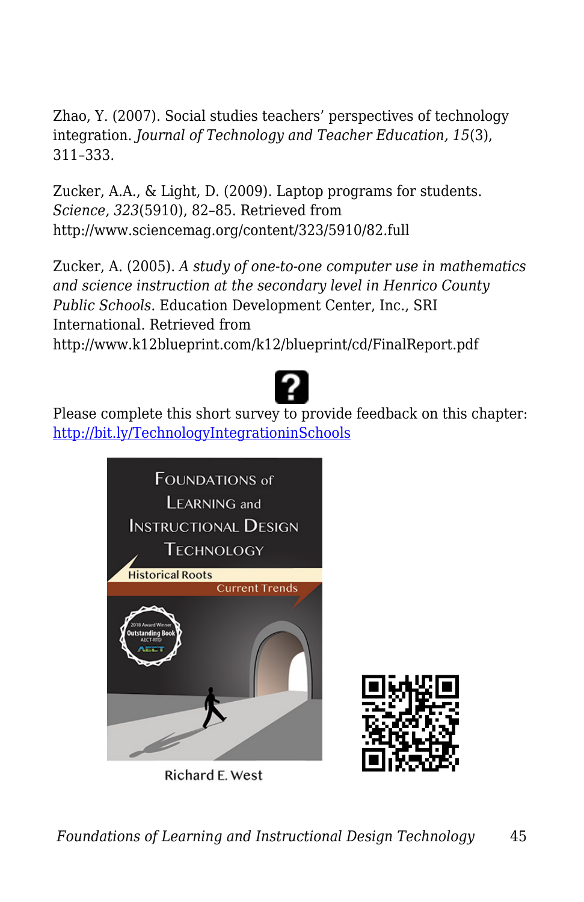Zhao, Y. (2007). Social studies teachers' perspectives of technology integration. *Journal of Technology and Teacher Education, 15*(3), 311–333.

Zucker, A.A., & Light, D. (2009). Laptop programs for students. *Science, 323*(5910), 82–85. Retrieved from http://www.sciencemag.org/content/323/5910/82.full

Zucker, A. (2005). *A study of one-to-one computer use in mathematics and science instruction at the secondary level in Henrico County Public Schools.* Education Development Center, Inc., SRI International. Retrieved from http://www.k12blueprint.com/k12/blueprint/cd/FinalReport.pdf

Please complete this short survey to provide feedback on this chapter: [http://bit.ly/TechnologyIntegrationinSchools](http://bit.ly/TechnologyIntegrationinSchools)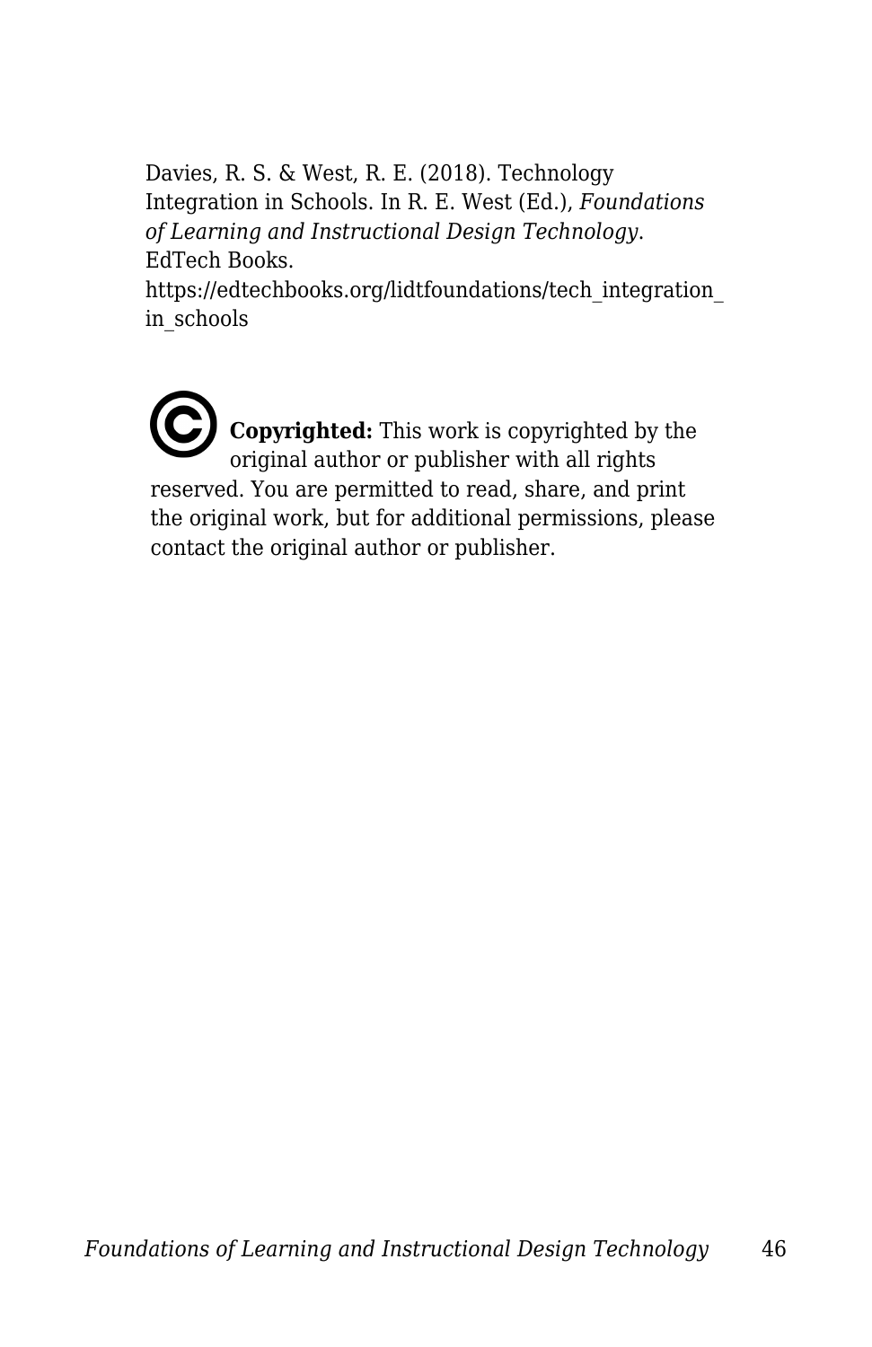Davies, R. S. & West, R. E. (2018). Technology Integration in Schools. In R. E. West (Ed.), *Foundations of Learning and Instructional Design Technology*. EdTech Books. https://edtechbooks.org/lidtfoundations/tech_integration_in_schools

**Copyrighted:** This work is copyrighted by the original author or publisher with all rights reserved. You are permitted to read, share, and print the original work, but for additional permissions, please contact the original author or publisher.